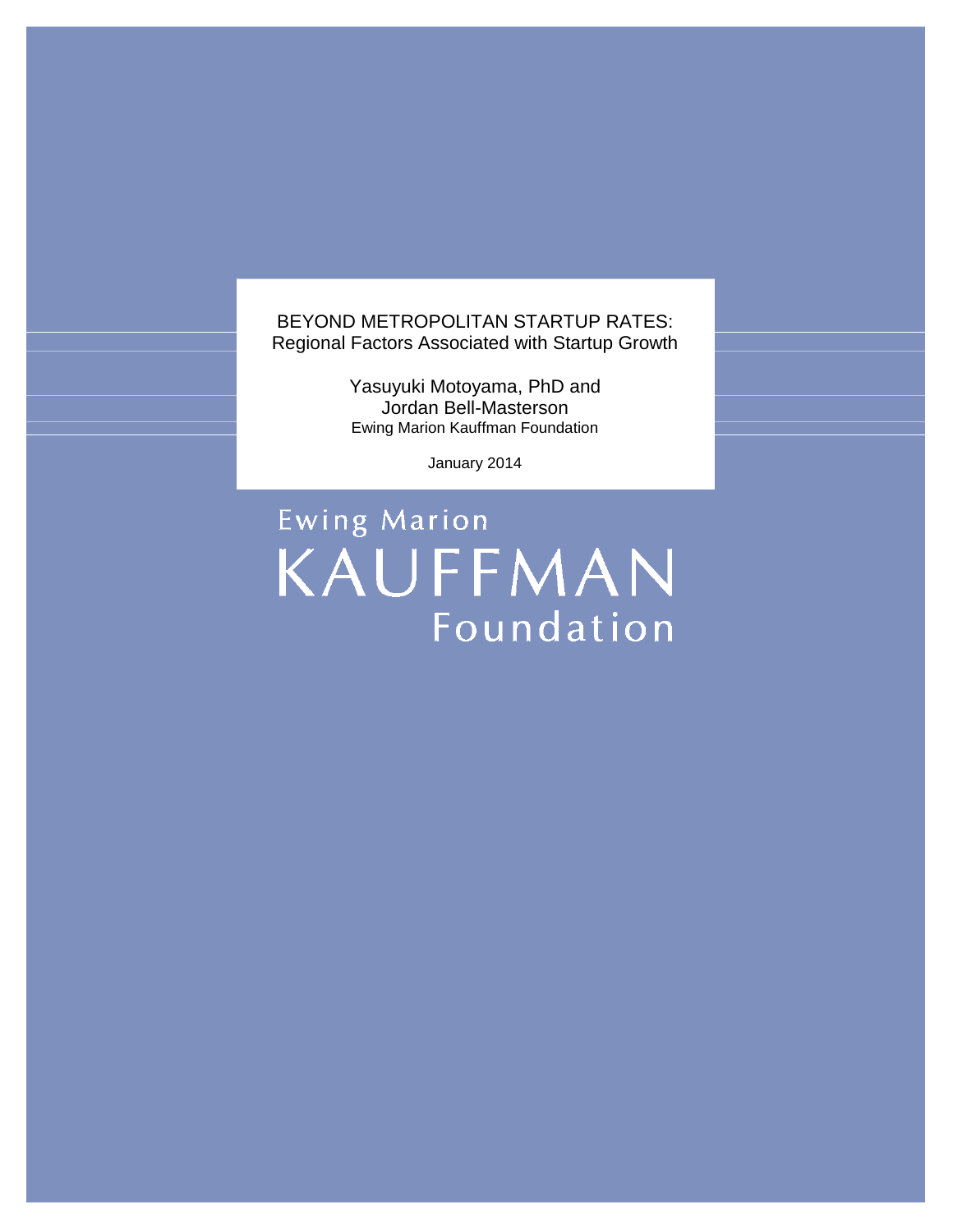# BEYOND METROPOLITAN STARTUP RATES:
## Regional Factors Associated with Startup Growth

Yasuyuki Motoyama, PhD and
Jordan Bell-Masterson
Ewing Marion Kauffman Foundation

January 2014

Ewing Marion
KAUFFMAN
Foundation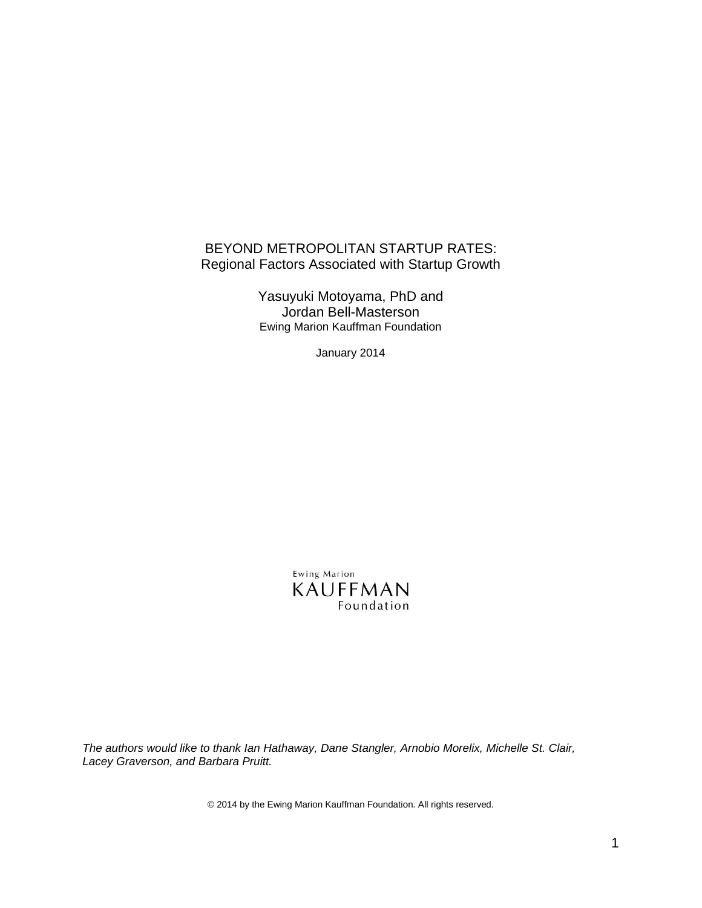# BEYOND METROPOLITAN STARTUP RATES:
## Regional Factors Associated with Startup Growth

Yasuyuki Motoyama, PhD and
Jordan Bell-Masterson
Ewing Marion Kauffman Foundation

January 2014

Ewing Marion
KAUFFMAN
Foundation

*The authors would like to thank Ian Hathaway, Dane Stangler, Arnobio Morelix, Michelle St. Clair, Lacey Graverson, and Barbara Pruitt.*

© 2014 by the Ewing Marion Kauffman Foundation. All rights reserved.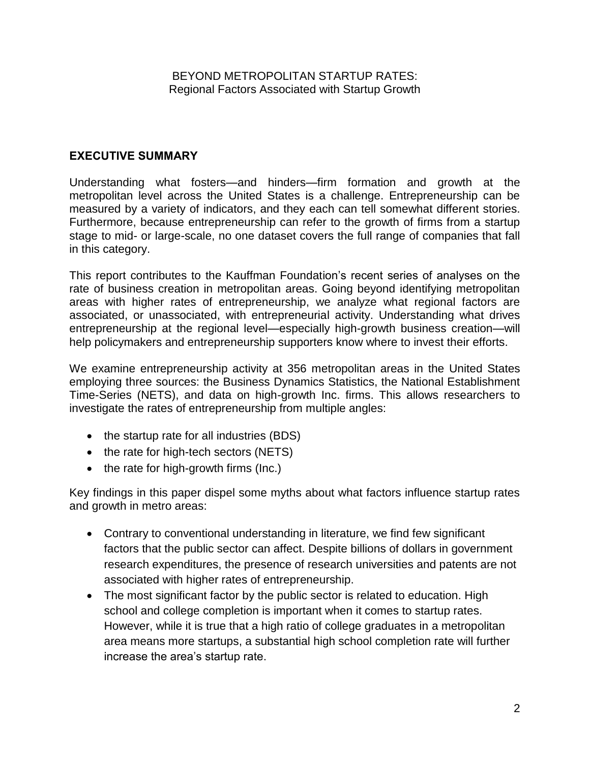BEYOND METROPOLITAN STARTUP RATES:
Regional Factors Associated with Startup Growth

## EXECUTIVE SUMMARY

Understanding what fosters—and hinders—firm formation and growth at the metropolitan level across the United States is a challenge. Entrepreneurship can be measured by a variety of indicators, and they each can tell somewhat different stories. Furthermore, because entrepreneurship can refer to the growth of firms from a startup stage to mid- or large-scale, no one dataset covers the full range of companies that fall in this category.

This report contributes to the Kauffman Foundation's recent series of analyses on the rate of business creation in metropolitan areas. Going beyond identifying metropolitan areas with higher rates of entrepreneurship, we analyze what regional factors are associated, or unassociated, with entrepreneurial activity. Understanding what drives entrepreneurship at the regional level—especially high-growth business creation—will help policymakers and entrepreneurship supporters know where to invest their efforts.

We examine entrepreneurship activity at 356 metropolitan areas in the United States employing three sources: the Business Dynamics Statistics, the National Establishment Time-Series (NETS), and data on high-growth Inc. firms. This allows researchers to investigate the rates of entrepreneurship from multiple angles:

- the startup rate for all industries (BDS)
- the rate for high-tech sectors (NETS)
- the rate for high-growth firms (Inc.)

Key findings in this paper dispel some myths about what factors influence startup rates and growth in metro areas:

- Contrary to conventional understanding in literature, we find few significant factors that the public sector can affect. Despite billions of dollars in government research expenditures, the presence of research universities and patents are not associated with higher rates of entrepreneurship.
- The most significant factor by the public sector is related to education. High school and college completion is important when it comes to startup rates. However, while it is true that a high ratio of college graduates in a metropolitan area means more startups, a substantial high school completion rate will further increase the area's startup rate.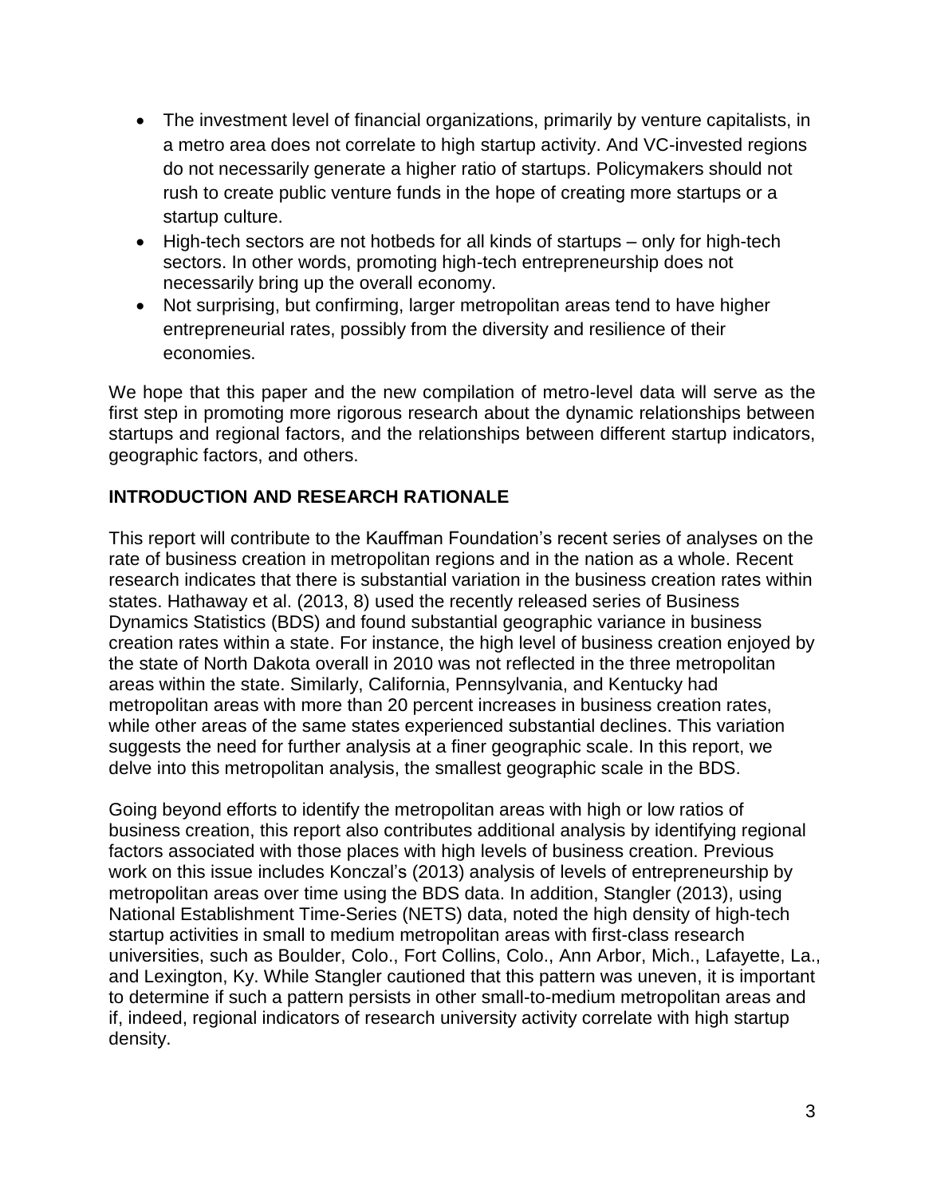- The investment level of financial organizations, primarily by venture capitalists, in a metro area does not correlate to high startup activity. And VC-invested regions do not necessarily generate a higher ratio of startups. Policymakers should not rush to create public venture funds in the hope of creating more startups or a startup culture.
- High-tech sectors are not hotbeds for all kinds of startups – only for high-tech sectors. In other words, promoting high-tech entrepreneurship does not necessarily bring up the overall economy.
- Not surprising, but confirming, larger metropolitan areas tend to have higher entrepreneurial rates, possibly from the diversity and resilience of their economies.

We hope that this paper and the new compilation of metro-level data will serve as the first step in promoting more rigorous research about the dynamic relationships between startups and regional factors, and the relationships between different startup indicators, geographic factors, and others.

## INTRODUCTION AND RESEARCH RATIONALE

This report will contribute to the Kauffman Foundation's recent series of analyses on the rate of business creation in metropolitan regions and in the nation as a whole. Recent research indicates that there is substantial variation in the business creation rates within states. Hathaway et al. (2013, 8) used the recently released series of Business Dynamics Statistics (BDS) and found substantial geographic variance in business creation rates within a state. For instance, the high level of business creation enjoyed by the state of North Dakota overall in 2010 was not reflected in the three metropolitan areas within the state. Similarly, California, Pennsylvania, and Kentucky had metropolitan areas with more than 20 percent increases in business creation rates, while other areas of the same states experienced substantial declines. This variation suggests the need for further analysis at a finer geographic scale. In this report, we delve into this metropolitan analysis, the smallest geographic scale in the BDS.

Going beyond efforts to identify the metropolitan areas with high or low ratios of business creation, this report also contributes additional analysis by identifying regional factors associated with those places with high levels of business creation. Previous work on this issue includes Konczal's (2013) analysis of levels of entrepreneurship by metropolitan areas over time using the BDS data. In addition, Stangler (2013), using National Establishment Time-Series (NETS) data, noted the high density of high-tech startup activities in small to medium metropolitan areas with first-class research universities, such as Boulder, Colo., Fort Collins, Colo., Ann Arbor, Mich., Lafayette, La., and Lexington, Ky. While Stangler cautioned that this pattern was uneven, it is important to determine if such a pattern persists in other small-to-medium metropolitan areas and if, indeed, regional indicators of research university activity correlate with high startup density.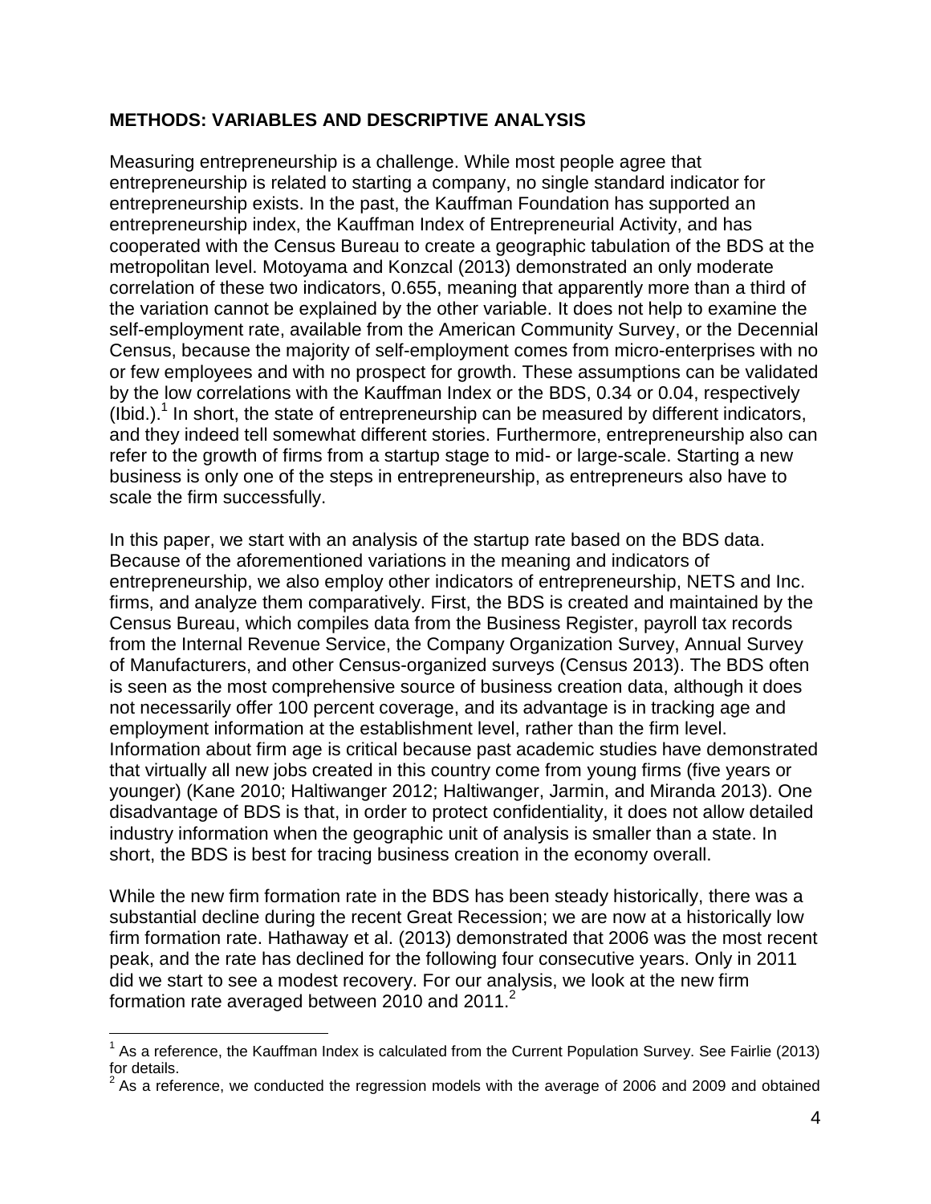## METHODS: VARIABLES AND DESCRIPTIVE ANALYSIS

Measuring entrepreneurship is a challenge. While most people agree that entrepreneurship is related to starting a company, no single standard indicator for entrepreneurship exists. In the past, the Kauffman Foundation has supported an entrepreneurship index, the Kauffman Index of Entrepreneurial Activity, and has cooperated with the Census Bureau to create a geographic tabulation of the BDS at the metropolitan level. Motoyama and Konzcal (2013) demonstrated an only moderate correlation of these two indicators, 0.655, meaning that apparently more than a third of the variation cannot be explained by the other variable. It does not help to examine the self-employment rate, available from the American Community Survey, or the Decennial Census, because the majority of self-employment comes from micro-enterprises with no or few employees and with no prospect for growth. These assumptions can be validated by the low correlations with the Kauffman Index or the BDS, 0.34 or 0.04, respectively (Ibid.).[1] In short, the state of entrepreneurship can be measured by different indicators, and they indeed tell somewhat different stories. Furthermore, entrepreneurship also can refer to the growth of firms from a startup stage to mid- or large-scale. Starting a new business is only one of the steps in entrepreneurship, as entrepreneurs also have to scale the firm successfully.

In this paper, we start with an analysis of the startup rate based on the BDS data. Because of the aforementioned variations in the meaning and indicators of entrepreneurship, we also employ other indicators of entrepreneurship, NETS and Inc. firms, and analyze them comparatively. First, the BDS is created and maintained by the Census Bureau, which compiles data from the Business Register, payroll tax records from the Internal Revenue Service, the Company Organization Survey, Annual Survey of Manufacturers, and other Census-organized surveys (Census 2013). The BDS often is seen as the most comprehensive source of business creation data, although it does not necessarily offer 100 percent coverage, and its advantage is in tracking age and employment information at the establishment level, rather than the firm level. Information about firm age is critical because past academic studies have demonstrated that virtually all new jobs created in this country come from young firms (five years or younger) (Kane 2010; Haltiwanger 2012; Haltiwanger, Jarmin, and Miranda 2013). One disadvantage of BDS is that, in order to protect confidentiality, it does not allow detailed industry information when the geographic unit of analysis is smaller than a state. In short, the BDS is best for tracing business creation in the economy overall.

While the new firm formation rate in the BDS has been steady historically, there was a substantial decline during the recent Great Recession; we are now at a historically low firm formation rate. Hathaway et al. (2013) demonstrated that 2006 was the most recent peak, and the rate has declined for the following four consecutive years. Only in 2011 did we start to see a modest recovery. For our analysis, we look at the new firm formation rate averaged between 2010 and 2011.[2]

[1] As a reference, the Kauffman Index is calculated from the Current Population Survey. See Fairlie (2013) for details.

[2] As a reference, we conducted the regression models with the average of 2006 and 2009 and obtained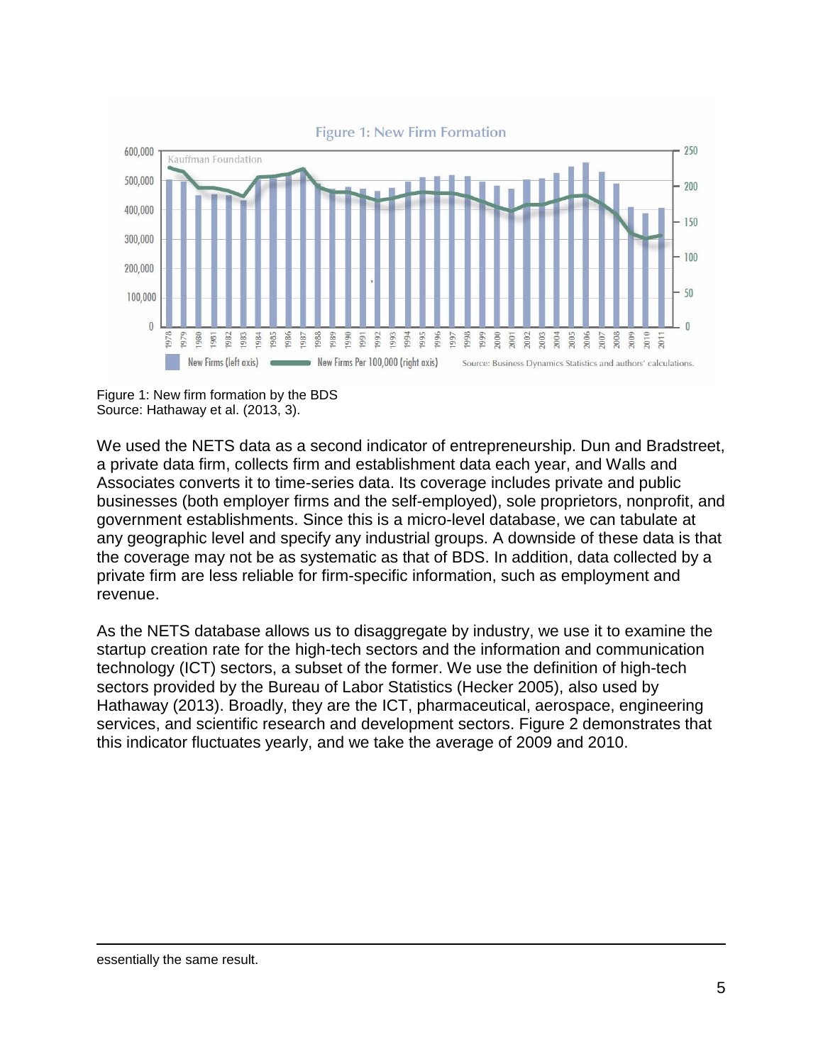Figure 1: New firm formation by the BDS
Source: Hathaway et al. (2013, 3).

We used the NETS data as a second indicator of entrepreneurship. Dun and Bradstreet, a private data firm, collects firm and establishment data each year, and Walls and Associates converts it to time-series data. Its coverage includes private and public businesses (both employer firms and the self-employed), sole proprietors, nonprofit, and government establishments. Since this is a micro-level database, we can tabulate at any geographic level and specify any industrial groups. A downside of these data is that the coverage may not be as systematic as that of BDS. In addition, data collected by a private firm are less reliable for firm-specific information, such as employment and revenue.

As the NETS database allows us to disaggregate by industry, we use it to examine the startup creation rate for the high-tech sectors and the information and communication technology (ICT) sectors, a subset of the former. We use the definition of high-tech sectors provided by the Bureau of Labor Statistics (Hecker 2005), also used by Hathaway (2013). Broadly, they are the ICT, pharmaceutical, aerospace, engineering services, and scientific research and development sectors. Figure 2 demonstrates that this indicator fluctuates yearly, and we take the average of 2009 and 2010.

essentially the same result.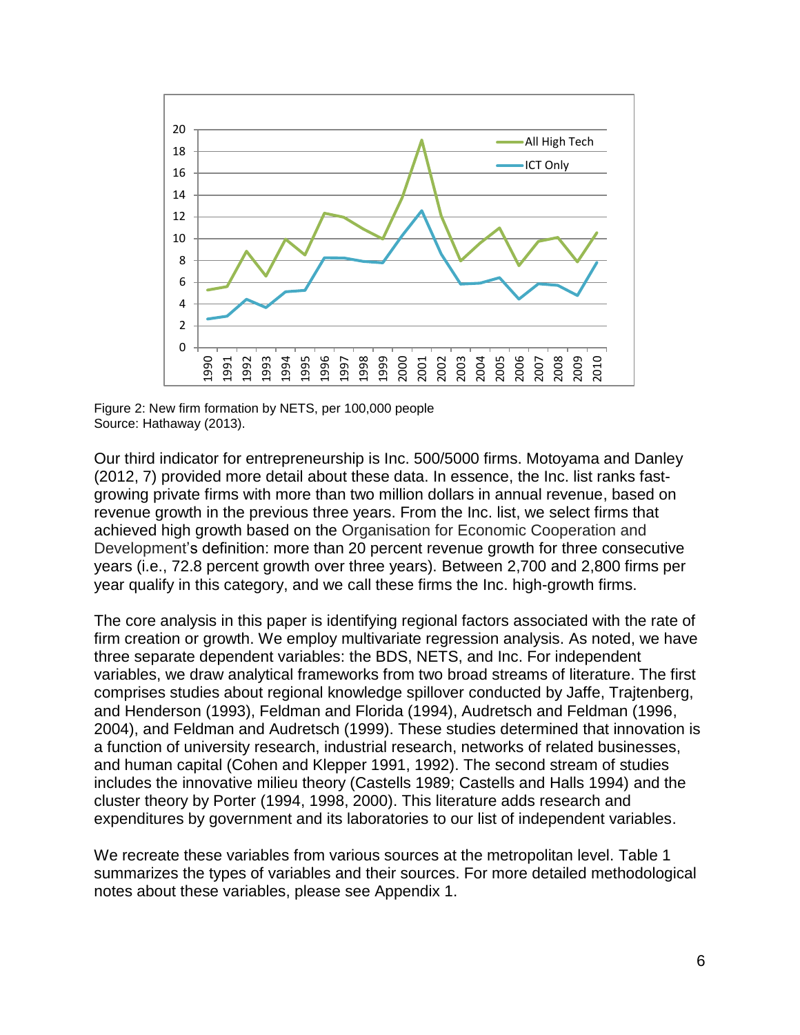Figure 2: New firm formation by NETS, per 100,000 people
Source: Hathaway (2013).

Our third indicator for entrepreneurship is Inc. 500/5000 firms. Motoyama and Danley (2012, 7) provided more detail about these data. In essence, the Inc. list ranks fast-growing private firms with more than two million dollars in annual revenue, based on revenue growth in the previous three years. From the Inc. list, we select firms that achieved high growth based on the Organisation for Economic Cooperation and Development's definition: more than 20 percent revenue growth for three consecutive years (i.e., 72.8 percent growth over three years). Between 2,700 and 2,800 firms per year qualify in this category, and we call these firms the Inc. high-growth firms.

The core analysis in this paper is identifying regional factors associated with the rate of firm creation or growth. We employ multivariate regression analysis. As noted, we have three separate dependent variables: the BDS, NETS, and Inc. For independent variables, we draw analytical frameworks from two broad streams of literature. The first comprises studies about regional knowledge spillover conducted by Jaffe, Trajtenberg, and Henderson (1993), Feldman and Florida (1994), Audretsch and Feldman (1996, 2004), and Feldman and Audretsch (1999). These studies determined that innovation is a function of university research, industrial research, networks of related businesses, and human capital (Cohen and Klepper 1991, 1992). The second stream of studies includes the innovative milieu theory (Castells 1989; Castells and Halls 1994) and the cluster theory by Porter (1994, 1998, 2000). This literature adds research and expenditures by government and its laboratories to our list of independent variables.

We recreate these variables from various sources at the metropolitan level. Table 1 summarizes the types of variables and their sources. For more detailed methodological notes about these variables, please see Appendix 1.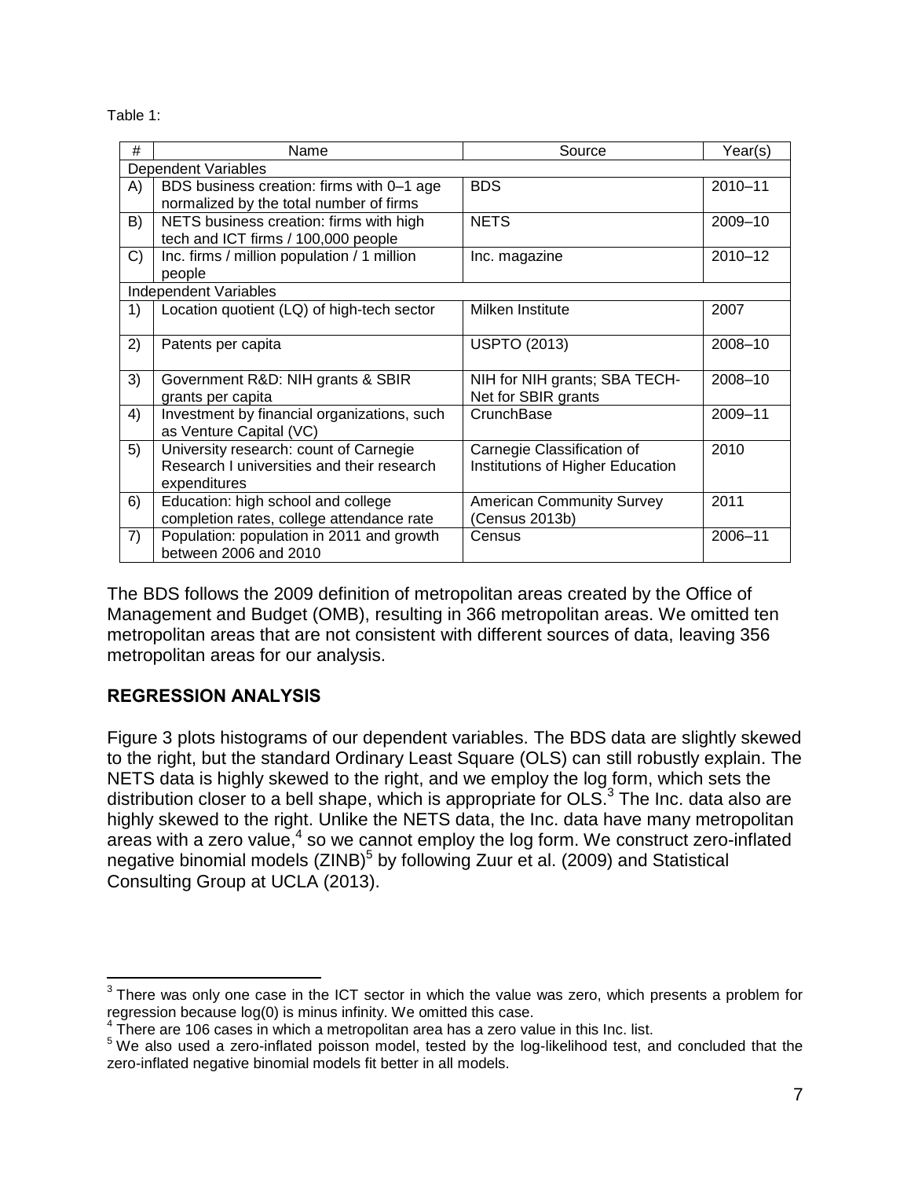Table 1:

| # | Name | Source | Year(s) |
|---|---|---|---|
| Dependent Variables | | | |
| A) | BDS business creation: firms with 0–1 age normalized by the total number of firms | BDS | 2010–11 |
| B) | NETS business creation: firms with high tech and ICT firms / 100,000 people | NETS | 2009–10 |
| C) | Inc. firms / million population / 1 million people | Inc. magazine | 2010–12 |
| Independent Variables | | | |
| 1) | Location quotient (LQ) of high-tech sector | Milken Institute | 2007 |
| 2) | Patents per capita | USPTO (2013) | 2008–10 |
| 3) | Government R&D: NIH grants & SBIR grants per capita | NIH for NIH grants; SBA TECH-Net for SBIR grants | 2008–10 |
| 4) | Investment by financial organizations, such as Venture Capital (VC) | CrunchBase | 2009–11 |
| 5) | University research: count of Carnegie Research I universities and their research expenditures | Carnegie Classification of Institutions of Higher Education | 2010 |
| 6) | Education: high school and college completion rates, college attendance rate | American Community Survey (Census 2013b) | 2011 |
| 7) | Population: population in 2011 and growth between 2006 and 2010 | Census | 2006–11 |

The BDS follows the 2009 definition of metropolitan areas created by the Office of Management and Budget (OMB), resulting in 366 metropolitan areas. We omitted ten metropolitan areas that are not consistent with different sources of data, leaving 356 metropolitan areas for our analysis.

## REGRESSION ANALYSIS

Figure 3 plots histograms of our dependent variables. The BDS data are slightly skewed to the right, but the standard Ordinary Least Square (OLS) can still robustly explain. The NETS data is highly skewed to the right, and we employ the log form, which sets the distribution closer to a bell shape, which is appropriate for OLS.[3] The Inc. data also are highly skewed to the right. Unlike the NETS data, the Inc. data have many metropolitan areas with a zero value,[4] so we cannot employ the log form. We construct zero-inflated negative binomial models (ZINB)[5] by following Zuur et al. (2009) and Statistical Consulting Group at UCLA (2013).

---

[3] There was only one case in the ICT sector in which the value was zero, which presents a problem for regression because log(0) is minus infinity. We omitted this case.

[4] There are 106 cases in which a metropolitan area has a zero value in this Inc. list.

[5] We also used a zero-inflated poisson model, tested by the log-likelihood test, and concluded that the zero-inflated negative binomial models fit better in all models.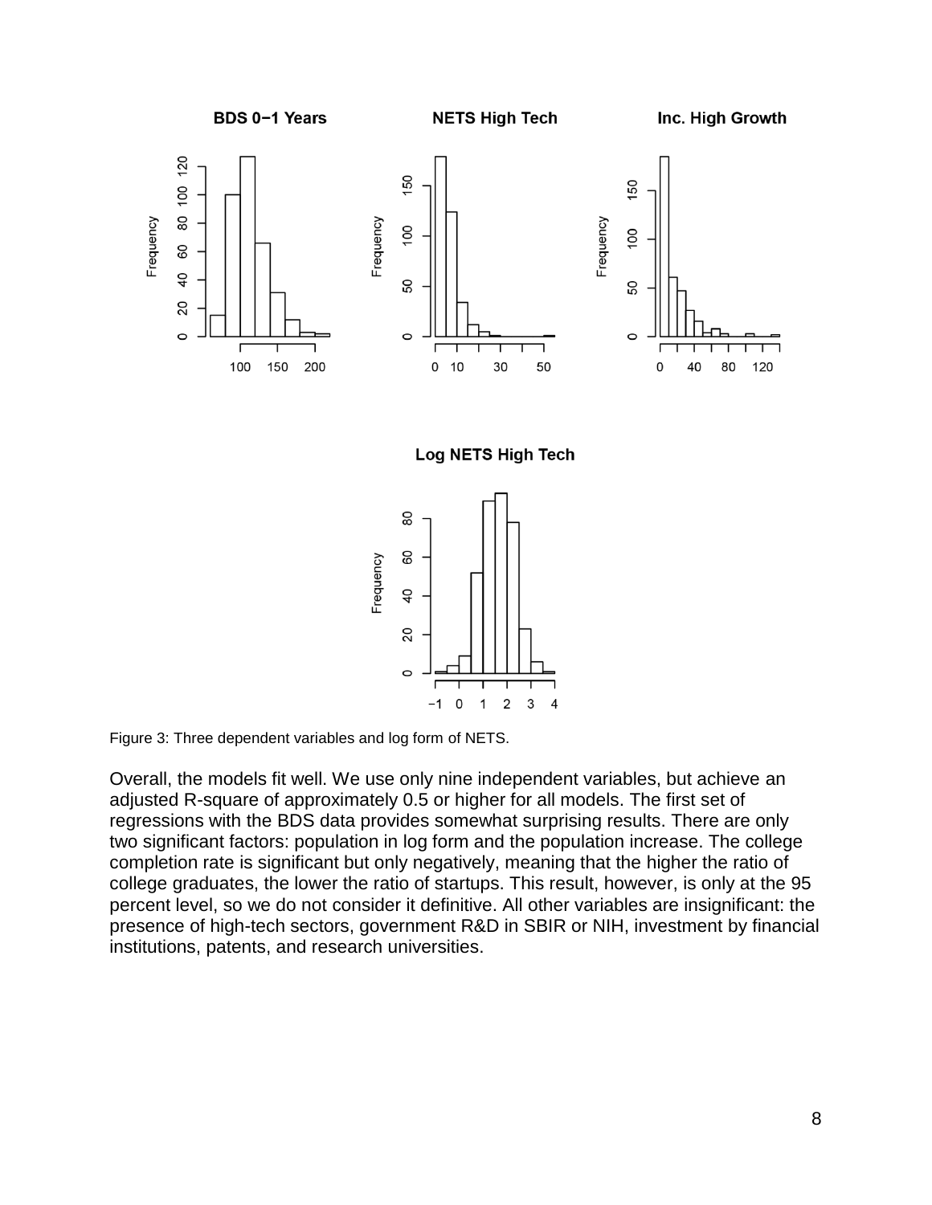Figure 3: Three dependent variables and log form of NETS.

Overall, the models fit well. We use only nine independent variables, but achieve an adjusted R-square of approximately 0.5 or higher for all models. The first set of regressions with the BDS data provides somewhat surprising results. There are only two significant factors: population in log form and the population increase. The college completion rate is significant but only negatively, meaning that the higher the ratio of college graduates, the lower the ratio of startups. This result, however, is only at the 95 percent level, so we do not consider it definitive. All other variables are insignificant: the presence of high-tech sectors, government R&D in SBIR or NIH, investment by financial institutions, patents, and research universities.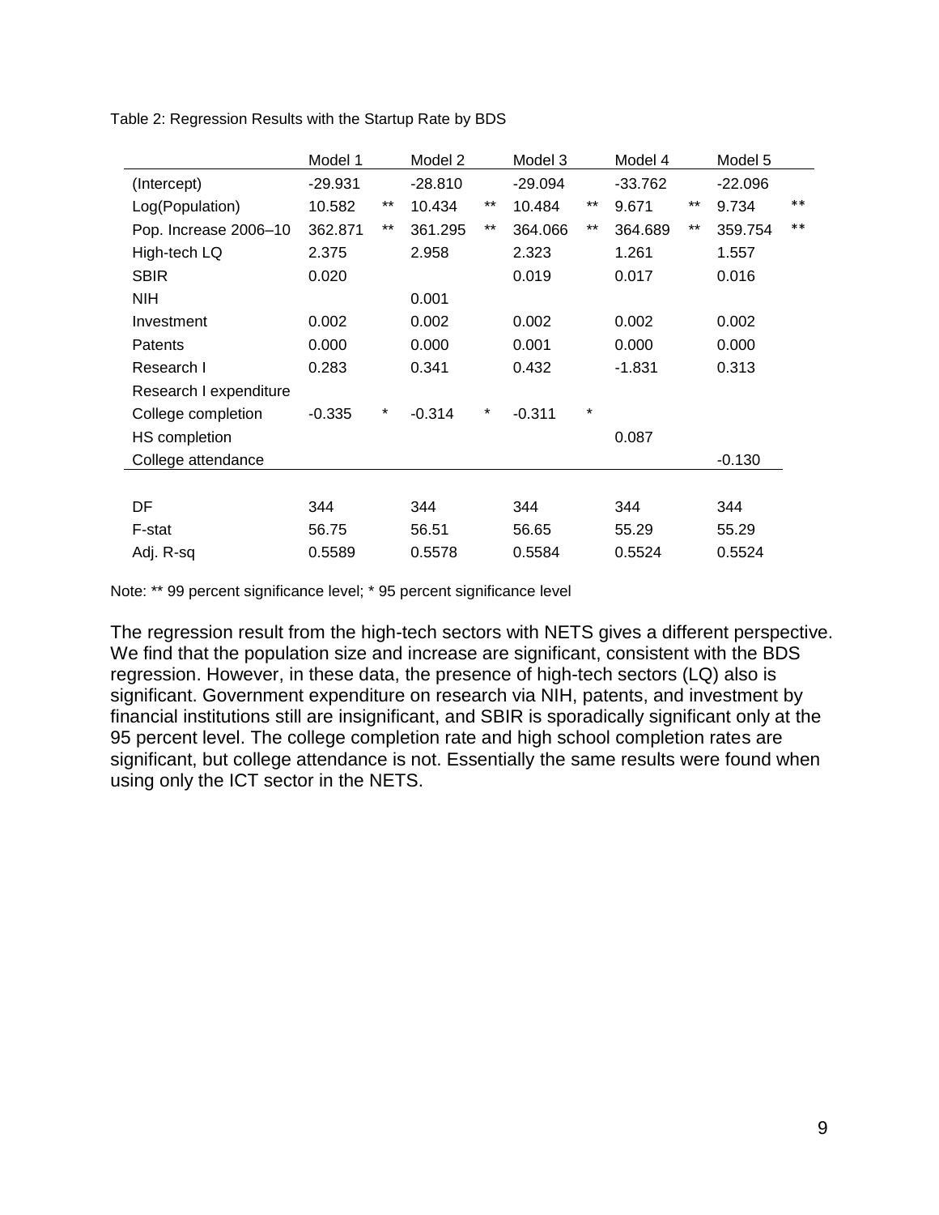Table 2: Regression Results with the Startup Rate by BDS

| | Model 1 | | Model 2 | | Model 3 | | Model 4 | | Model 5 | |
|---|---|---|---|---|---|---|---|---|---|---|
| (Intercept) | -29.931 | | -28.810 | | -29.094 | | -33.762 | | -22.096 | |
| Log(Population) | 10.582 | ** | 10.434 | ** | 10.484 | ** | 9.671 | ** | 9.734 | ** |
| Pop. Increase 2006–10 | 362.871 | ** | 361.295 | ** | 364.066 | ** | 364.689 | ** | 359.754 | ** |
| High-tech LQ | 2.375 | | 2.958 | | 2.323 | | 1.261 | | 1.557 | |
| SBIR | 0.020 | | | | 0.019 | | 0.017 | | 0.016 | |
| NIH | | | 0.001 | | | | | | | |
| Investment | 0.002 | | 0.002 | | 0.002 | | 0.002 | | 0.002 | |
| Patents | 0.000 | | 0.000 | | 0.001 | | 0.000 | | 0.000 | |
| Research I | 0.283 | | 0.341 | | 0.432 | | -1.831 | | 0.313 | |
| Research I expenditure | | | | | | | | | | |
| College completion | -0.335 | * | -0.314 | * | -0.311 | * | | | | |
| HS completion | | | | | | | 0.087 | | | |
| College attendance | | | | | | | | | -0.130 | |
| | | | | | | | | | | |
| DF | 344 | | 344 | | 344 | | 344 | | 344 | |
| F-stat | 56.75 | | 56.51 | | 56.65 | | 55.29 | | 55.29 | |
| Adj. R-sq | 0.5589 | | 0.5578 | | 0.5584 | | 0.5524 | | 0.5524 | |

Note: ** 99 percent significance level; * 95 percent significance level

The regression result from the high-tech sectors with NETS gives a different perspective. We find that the population size and increase are significant, consistent with the BDS regression. However, in these data, the presence of high-tech sectors (LQ) also is significant. Government expenditure on research via NIH, patents, and investment by financial institutions still are insignificant, and SBIR is sporadically significant only at the 95 percent level. The college completion rate and high school completion rates are significant, but college attendance is not. Essentially the same results were found when using only the ICT sector in the NETS.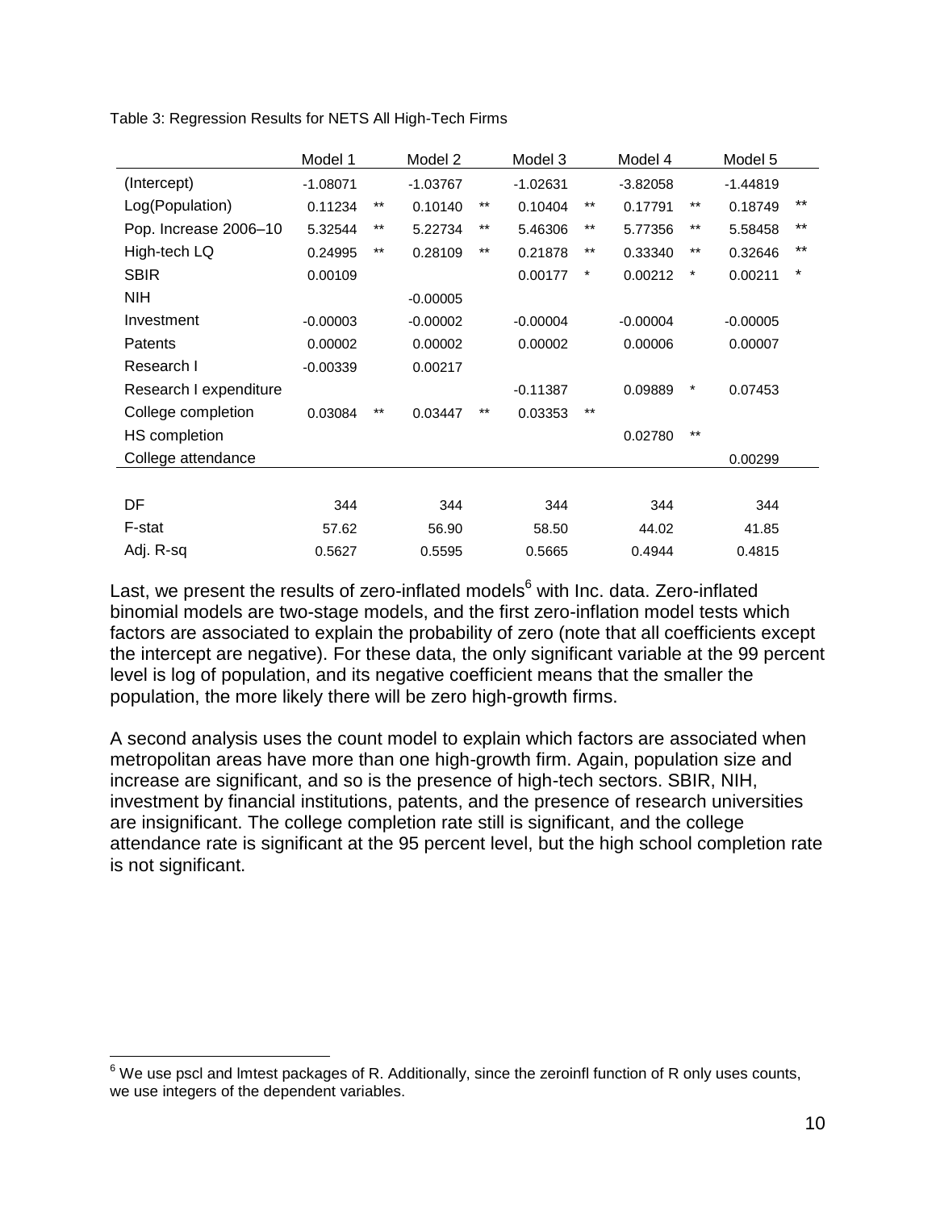Table 3: Regression Results for NETS All High-Tech Firms

| | Model 1 | | Model 2 | | Model 3 | | Model 4 | | Model 5 | |
|---|---|---|---|---|---|---|---|---|---|---|
| (Intercept) | -1.08071 | | -1.03767 | | -1.02631 | | -3.82058 | | -1.44819 | |
| Log(Population) | 0.11234 | ** | 0.10140 | ** | 0.10404 | ** | 0.17791 | ** | 0.18749 | ** |
| Pop. Increase 2006–10 | 5.32544 | ** | 5.22734 | ** | 5.46306 | ** | 5.77356 | ** | 5.58458 | ** |
| High-tech LQ | 0.24995 | ** | 0.28109 | ** | 0.21878 | ** | 0.33340 | ** | 0.32646 | ** |
| SBIR | 0.00109 | | | | 0.00177 | * | 0.00212 | * | 0.00211 | * |
| NIH | | | -0.00005 | | | | | | | |
| Investment | -0.00003 | | -0.00002 | | -0.00004 | | -0.00004 | | -0.00005 | |
| Patents | 0.00002 | | 0.00002 | | 0.00002 | | 0.00006 | | 0.00007 | |
| Research I | -0.00339 | | 0.00217 | | | | | | | |
| Research I expenditure | | | | | -0.11387 | | 0.09889 | * | 0.07453 | |
| College completion | 0.03084 | ** | 0.03447 | ** | 0.03353 | ** | | | | |
| HS completion | | | | | | | 0.02780 | ** | | |
| College attendance | | | | | | | | | 0.00299 | |
| | | | | | | | | | | |
| DF | 344 | | 344 | | 344 | | 344 | | 344 | |
| F-stat | 57.62 | | 56.90 | | 58.50 | | 44.02 | | 41.85 | |
| Adj. R-sq | 0.5627 | | 0.5595 | | 0.5665 | | 0.4944 | | 0.4815 | |

Last, we present the results of zero-inflated models[6] with Inc. data. Zero-inflated binomial models are two-stage models, and the first zero-inflation model tests which factors are associated to explain the probability of zero (note that all coefficients except the intercept are negative). For these data, the only significant variable at the 99 percent level is log of population, and its negative coefficient means that the smaller the population, the more likely there will be zero high-growth firms.

A second analysis uses the count model to explain which factors are associated when metropolitan areas have more than one high-growth firm. Again, population size and increase are significant, and so is the presence of high-tech sectors. SBIR, NIH, investment by financial institutions, patents, and the presence of research universities are insignificant. The college completion rate still is significant, and the college attendance rate is significant at the 95 percent level, but the high school completion rate is not significant.

[6] We use pscl and lmtest packages of R. Additionally, since the zeroinfl function of R only uses counts, we use integers of the dependent variables.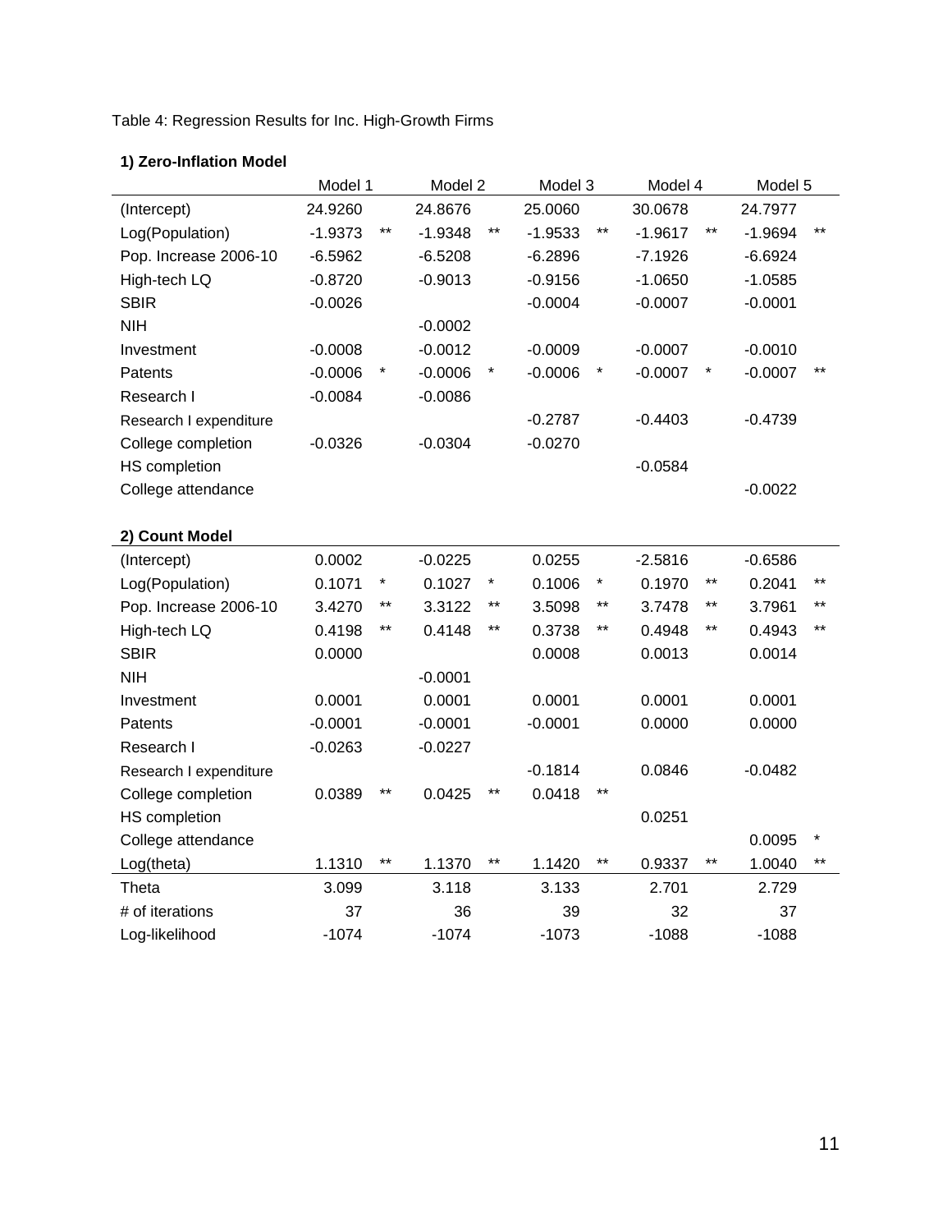Table 4: Regression Results for Inc. High-Growth Firms

**1) Zero-Inflation Model**

| | Model 1 | | Model 2 | | Model 3 | | Model 4 | | Model 5 | |
|---|---|---|---|---|---|---|---|---|---|---|
| (Intercept) | 24.9260 | | 24.8676 | | 25.0060 | | 30.0678 | | 24.7977 | |
| Log(Population) | -1.9373 | ** | -1.9348 | ** | -1.9533 | ** | -1.9617 | ** | -1.9694 | ** |
| Pop. Increase 2006-10 | -6.5962 | | -6.5208 | | -6.2896 | | -7.1926 | | -6.6924 | |
| High-tech LQ | -0.8720 | | -0.9013 | | -0.9156 | | -1.0650 | | -1.0585 | |
| SBIR | -0.0026 | | | | -0.0004 | | -0.0007 | | -0.0001 | |
| NIH | | | -0.0002 | | | | | | | |
| Investment | -0.0008 | | -0.0012 | | -0.0009 | | -0.0007 | | -0.0010 | |
| Patents | -0.0006 | * | -0.0006 | * | -0.0006 | * | -0.0007 | * | -0.0007 | ** |
| Research I | -0.0084 | | -0.0086 | | | | | | | |
| Research I expenditure | | | | | -0.2787 | | -0.4403 | | -0.4739 | |
| College completion | -0.0326 | | -0.0304 | | -0.0270 | | | | | |
| HS completion | | | | | | | -0.0584 | | | |
| College attendance | | | | | | | | | -0.0022 | |

**2) Count Model**

| | Model 1 | | Model 2 | | Model 3 | | Model 4 | | Model 5 | |
|---|---|---|---|---|---|---|---|---|---|---|
| (Intercept) | 0.0002 | | -0.0225 | | 0.0255 | | -2.5816 | | -0.6586 | |
| Log(Population) | 0.1071 | * | 0.1027 | * | 0.1006 | * | 0.1970 | ** | 0.2041 | ** |
| Pop. Increase 2006-10 | 3.4270 | ** | 3.3122 | ** | 3.5098 | ** | 3.7478 | ** | 3.7961 | ** |
| High-tech LQ | 0.4198 | ** | 0.4148 | ** | 0.3738 | ** | 0.4948 | ** | 0.4943 | ** |
| SBIR | 0.0000 | | | | 0.0008 | | 0.0013 | | 0.0014 | |
| NIH | | | -0.0001 | | | | | | | |
| Investment | 0.0001 | | 0.0001 | | 0.0001 | | 0.0001 | | 0.0001 | |
| Patents | -0.0001 | | -0.0001 | | -0.0001 | | 0.0000 | | 0.0000 | |
| Research I | -0.0263 | | -0.0227 | | | | | | | |
| Research I expenditure | | | | | -0.1814 | | 0.0846 | | -0.0482 | |
| College completion | 0.0389 | ** | 0.0425 | ** | 0.0418 | ** | | | | |
| HS completion | | | | | | | 0.0251 | | | |
| College attendance | | | | | | | | | 0.0095 | * |
| Log(theta) | 1.1310 | ** | 1.1370 | ** | 1.1420 | ** | 0.9337 | ** | 1.0040 | ** |
| Theta | 3.099 | | 3.118 | | 3.133 | | 2.701 | | 2.729 | |
| # of iterations | 37 | | 36 | | 39 | | 32 | | 37 | |
| Log-likelihood | -1074 | | -1074 | | -1073 | | -1088 | | -1088 | |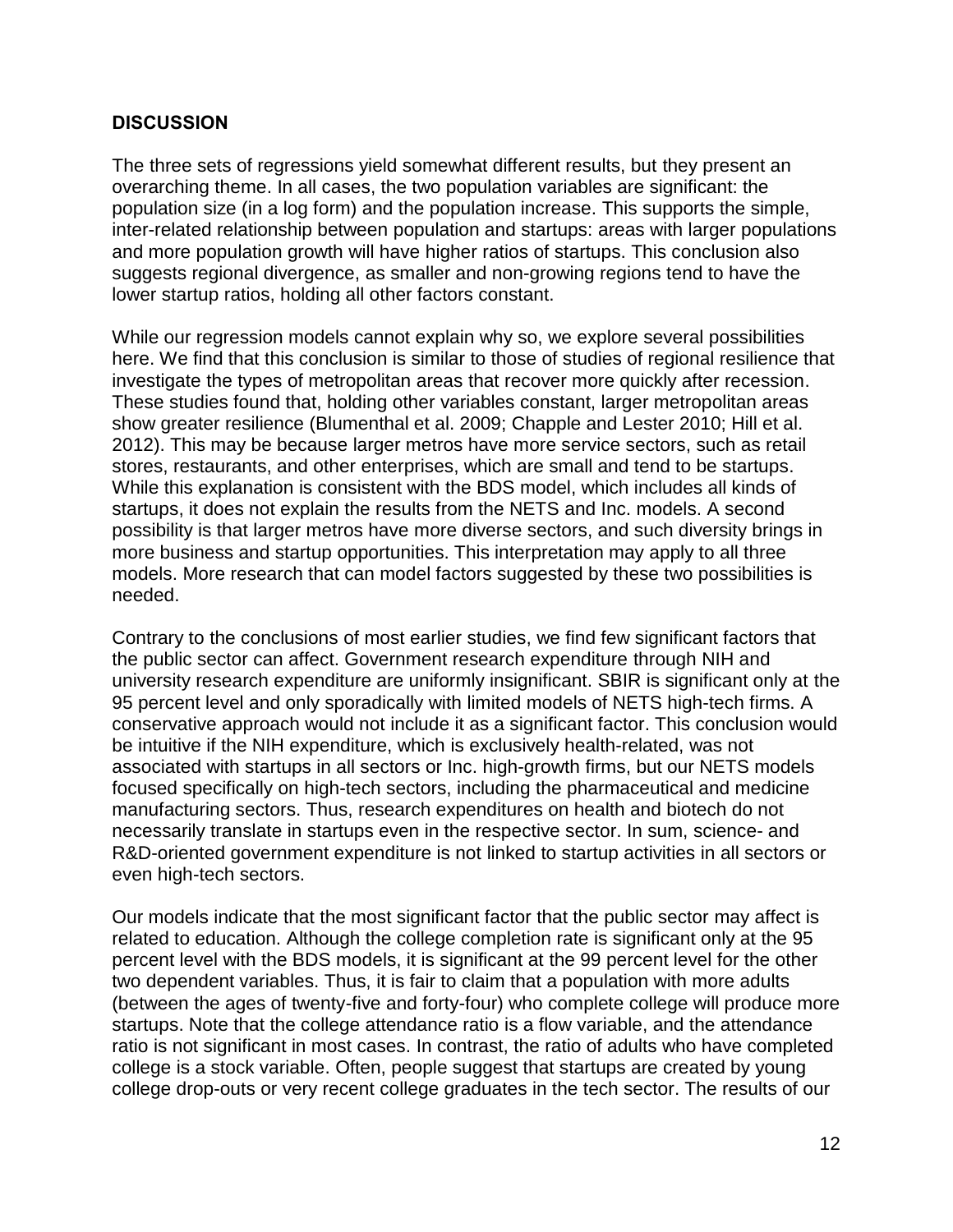## DISCUSSION

The three sets of regressions yield somewhat different results, but they present an overarching theme. In all cases, the two population variables are significant: the population size (in a log form) and the population increase. This supports the simple, inter-related relationship between population and startups: areas with larger populations and more population growth will have higher ratios of startups. This conclusion also suggests regional divergence, as smaller and non-growing regions tend to have the lower startup ratios, holding all other factors constant.

While our regression models cannot explain why so, we explore several possibilities here. We find that this conclusion is similar to those of studies of regional resilience that investigate the types of metropolitan areas that recover more quickly after recession. These studies found that, holding other variables constant, larger metropolitan areas show greater resilience (Blumenthal et al. 2009; Chapple and Lester 2010; Hill et al. 2012). This may be because larger metros have more service sectors, such as retail stores, restaurants, and other enterprises, which are small and tend to be startups. While this explanation is consistent with the BDS model, which includes all kinds of startups, it does not explain the results from the NETS and Inc. models. A second possibility is that larger metros have more diverse sectors, and such diversity brings in more business and startup opportunities. This interpretation may apply to all three models. More research that can model factors suggested by these two possibilities is needed.

Contrary to the conclusions of most earlier studies, we find few significant factors that the public sector can affect. Government research expenditure through NIH and university research expenditure are uniformly insignificant. SBIR is significant only at the 95 percent level and only sporadically with limited models of NETS high-tech firms. A conservative approach would not include it as a significant factor. This conclusion would be intuitive if the NIH expenditure, which is exclusively health-related, was not associated with startups in all sectors or Inc. high-growth firms, but our NETS models focused specifically on high-tech sectors, including the pharmaceutical and medicine manufacturing sectors. Thus, research expenditures on health and biotech do not necessarily translate in startups even in the respective sector. In sum, science- and R&D-oriented government expenditure is not linked to startup activities in all sectors or even high-tech sectors.

Our models indicate that the most significant factor that the public sector may affect is related to education. Although the college completion rate is significant only at the 95 percent level with the BDS models, it is significant at the 99 percent level for the other two dependent variables. Thus, it is fair to claim that a population with more adults (between the ages of twenty-five and forty-four) who complete college will produce more startups. Note that the college attendance ratio is a flow variable, and the attendance ratio is not significant in most cases. In contrast, the ratio of adults who have completed college is a stock variable. Often, people suggest that startups are created by young college drop-outs or very recent college graduates in the tech sector. The results of our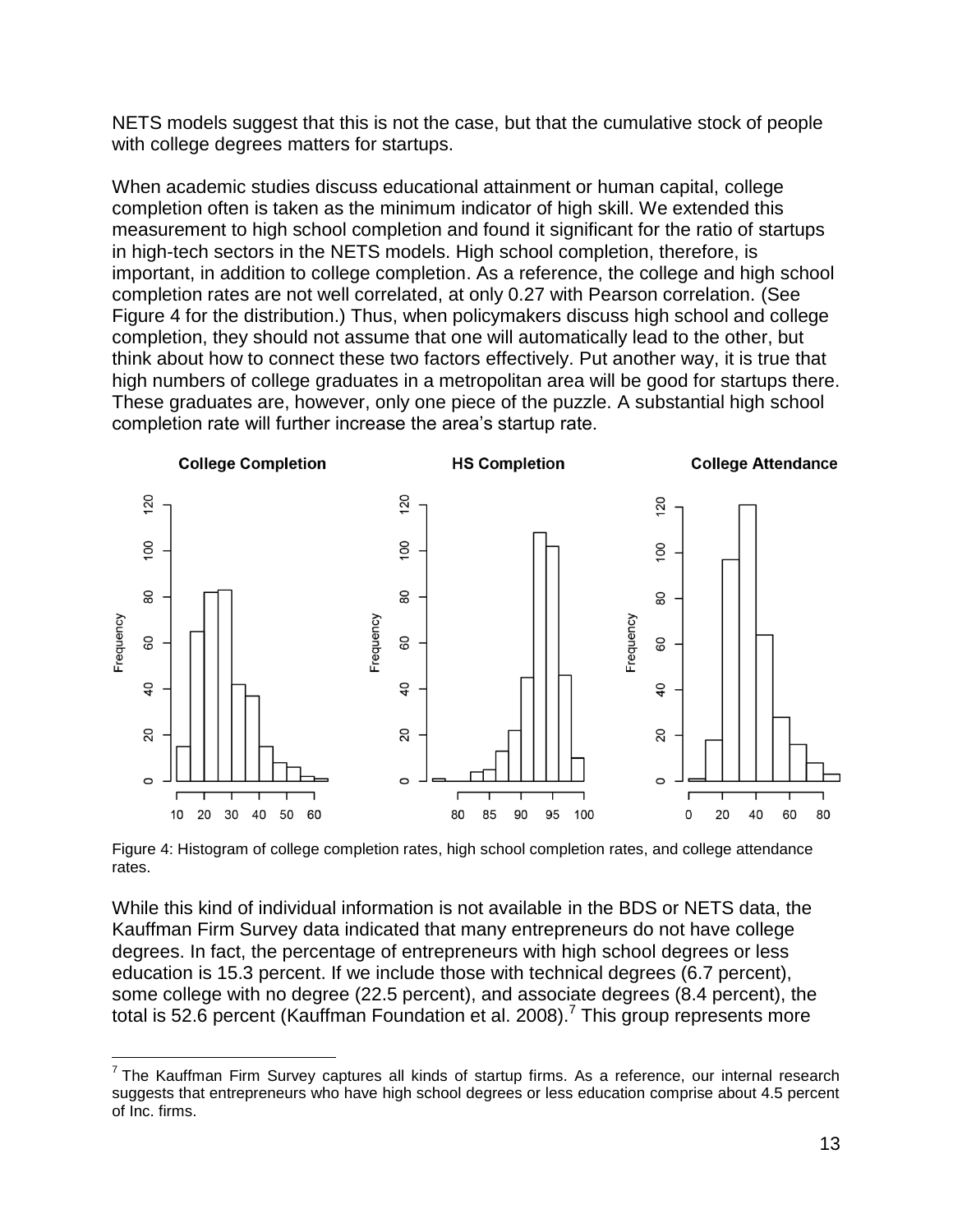NETS models suggest that this is not the case, but that the cumulative stock of people with college degrees matters for startups.

When academic studies discuss educational attainment or human capital, college completion often is taken as the minimum indicator of high skill. We extended this measurement to high school completion and found it significant for the ratio of startups in high-tech sectors in the NETS models. High school completion, therefore, is important, in addition to college completion. As a reference, the college and high school completion rates are not well correlated, at only 0.27 with Pearson correlation. (See Figure 4 for the distribution.) Thus, when policymakers discuss high school and college completion, they should not assume that one will automatically lead to the other, but think about how to connect these two factors effectively. Put another way, it is true that high numbers of college graduates in a metropolitan area will be good for startups there. These graduates are, however, only one piece of the puzzle. A substantial high school completion rate will further increase the area's startup rate.

Figure 4: Histogram of college completion rates, high school completion rates, and college attendance rates.

While this kind of individual information is not available in the BDS or NETS data, the Kauffman Firm Survey data indicated that many entrepreneurs do not have college degrees. In fact, the percentage of entrepreneurs with high school degrees or less education is 15.3 percent. If we include those with technical degrees (6.7 percent), some college with no degree (22.5 percent), and associate degrees (8.4 percent), the total is 52.6 percent (Kauffman Foundation et al. 2008).[7] This group represents more

[7] The Kauffman Firm Survey captures all kinds of startup firms. As a reference, our internal research suggests that entrepreneurs who have high school degrees or less education comprise about 4.5 percent of Inc. firms.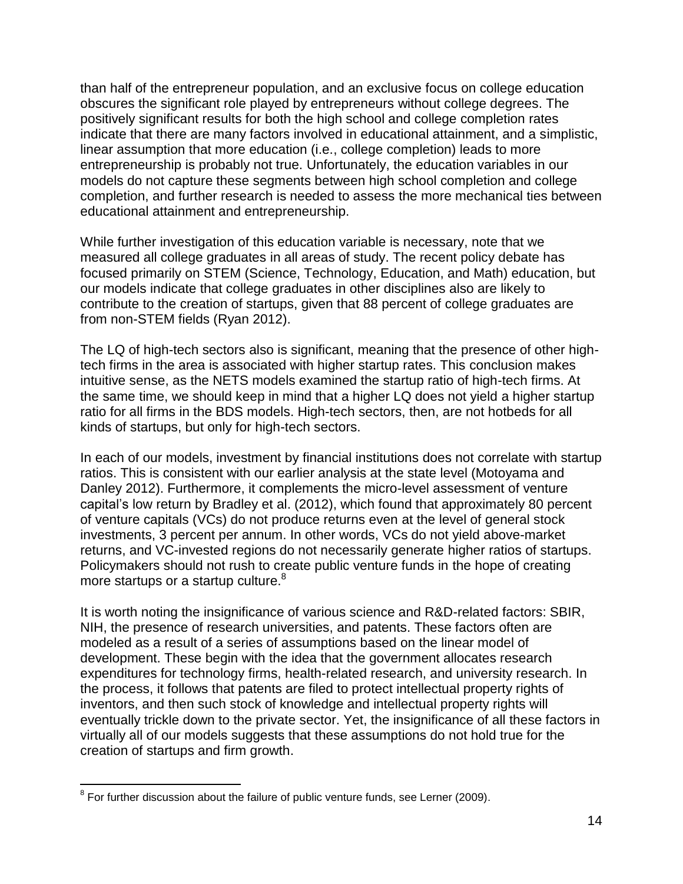than half of the entrepreneur population, and an exclusive focus on college education obscures the significant role played by entrepreneurs without college degrees. The positively significant results for both the high school and college completion rates indicate that there are many factors involved in educational attainment, and a simplistic, linear assumption that more education (i.e., college completion) leads to more entrepreneurship is probably not true. Unfortunately, the education variables in our models do not capture these segments between high school completion and college completion, and further research is needed to assess the more mechanical ties between educational attainment and entrepreneurship.

While further investigation of this education variable is necessary, note that we measured all college graduates in all areas of study. The recent policy debate has focused primarily on STEM (Science, Technology, Education, and Math) education, but our models indicate that college graduates in other disciplines also are likely to contribute to the creation of startups, given that 88 percent of college graduates are from non-STEM fields (Ryan 2012).

The LQ of high-tech sectors also is significant, meaning that the presence of other high-tech firms in the area is associated with higher startup rates. This conclusion makes intuitive sense, as the NETS models examined the startup ratio of high-tech firms. At the same time, we should keep in mind that a higher LQ does not yield a higher startup ratio for all firms in the BDS models. High-tech sectors, then, are not hotbeds for all kinds of startups, but only for high-tech sectors.

In each of our models, investment by financial institutions does not correlate with startup ratios. This is consistent with our earlier analysis at the state level (Motoyama and Danley 2012). Furthermore, it complements the micro-level assessment of venture capital's low return by Bradley et al. (2012), which found that approximately 80 percent of venture capitals (VCs) do not produce returns even at the level of general stock investments, 3 percent per annum. In other words, VCs do not yield above-market returns, and VC-invested regions do not necessarily generate higher ratios of startups. Policymakers should not rush to create public venture funds in the hope of creating more startups or a startup culture.[8]

It is worth noting the insignificance of various science and R&D-related factors: SBIR, NIH, the presence of research universities, and patents. These factors often are modeled as a result of a series of assumptions based on the linear model of development. These begin with the idea that the government allocates research expenditures for technology firms, health-related research, and university research. In the process, it follows that patents are filed to protect intellectual property rights of inventors, and then such stock of knowledge and intellectual property rights will eventually trickle down to the private sector. Yet, the insignificance of all these factors in virtually all of our models suggests that these assumptions do not hold true for the creation of startups and firm growth.

[8] For further discussion about the failure of public venture funds, see Lerner (2009).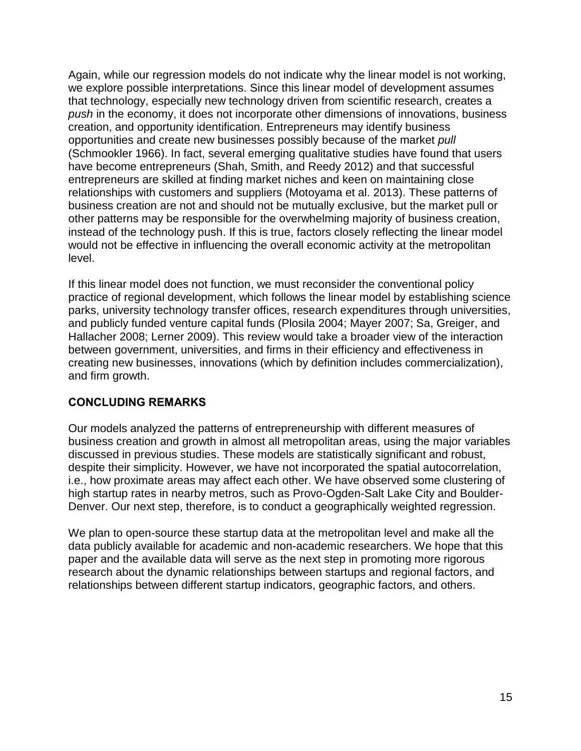Again, while our regression models do not indicate why the linear model is not working, we explore possible interpretations. Since this linear model of development assumes that technology, especially new technology driven from scientific research, creates a *push* in the economy, it does not incorporate other dimensions of innovations, business creation, and opportunity identification. Entrepreneurs may identify business opportunities and create new businesses possibly because of the market *pull* (Schmookler 1966). In fact, several emerging qualitative studies have found that users have become entrepreneurs (Shah, Smith, and Reedy 2012) and that successful entrepreneurs are skilled at finding market niches and keen on maintaining close relationships with customers and suppliers (Motoyama et al. 2013). These patterns of business creation are not and should not be mutually exclusive, but the market pull or other patterns may be responsible for the overwhelming majority of business creation, instead of the technology push. If this is true, factors closely reflecting the linear model would not be effective in influencing the overall economic activity at the metropolitan level.

If this linear model does not function, we must reconsider the conventional policy practice of regional development, which follows the linear model by establishing science parks, university technology transfer offices, research expenditures through universities, and publicly funded venture capital funds (Plosila 2004; Mayer 2007; Sa, Greiger, and Hallacher 2008; Lerner 2009). This review would take a broader view of the interaction between government, universities, and firms in their efficiency and effectiveness in creating new businesses, innovations (which by definition includes commercialization), and firm growth.

## CONCLUDING REMARKS

Our models analyzed the patterns of entrepreneurship with different measures of business creation and growth in almost all metropolitan areas, using the major variables discussed in previous studies. These models are statistically significant and robust, despite their simplicity. However, we have not incorporated the spatial autocorrelation, i.e., how proximate areas may affect each other. We have observed some clustering of high startup rates in nearby metros, such as Provo-Ogden-Salt Lake City and Boulder-Denver. Our next step, therefore, is to conduct a geographically weighted regression.

We plan to open-source these startup data at the metropolitan level and make all the data publicly available for academic and non-academic researchers. We hope that this paper and the available data will serve as the next step in promoting more rigorous research about the dynamic relationships between startups and regional factors, and relationships between different startup indicators, geographic factors, and others.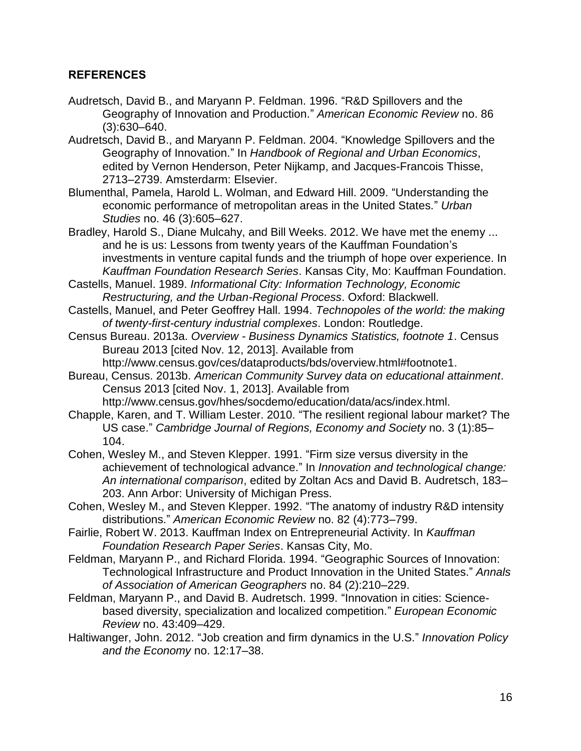## REFERENCES

Audretsch, David B., and Maryann P. Feldman. 1996. "R&D Spillovers and the Geography of Innovation and Production." *American Economic Review* no. 86 (3):630–640.

Audretsch, David B., and Maryann P. Feldman. 2004. "Knowledge Spillovers and the Geography of Innovation." In *Handbook of Regional and Urban Economics*, edited by Vernon Henderson, Peter Nijkamp, and Jacques-Francois Thisse, 2713–2739. Amsterdarm: Elsevier.

Blumenthal, Pamela, Harold L. Wolman, and Edward Hill. 2009. "Understanding the economic performance of metropolitan areas in the United States." *Urban Studies* no. 46 (3):605–627.

Bradley, Harold S., Diane Mulcahy, and Bill Weeks. 2012. We have met the enemy ... and he is us: Lessons from twenty years of the Kauffman Foundation's investments in venture capital funds and the triumph of hope over experience. In *Kauffman Foundation Research Series*. Kansas City, Mo: Kauffman Foundation.

Castells, Manuel. 1989. *Informational City: Information Technology, Economic Restructuring, and the Urban-Regional Process*. Oxford: Blackwell.

Castells, Manuel, and Peter Geoffrey Hall. 1994. *Technopoles of the world: the making of twenty-first-century industrial complexes*. London: Routledge.

Census Bureau. 2013a. *Overview - Business Dynamics Statistics, footnote 1*. Census Bureau 2013 [cited Nov. 12, 2013]. Available from http://www.census.gov/ces/dataproducts/bds/overview.html#footnote1.

Bureau, Census. 2013b. *American Community Survey data on educational attainment*. Census 2013 [cited Nov. 1, 2013]. Available from http://www.census.gov/hhes/socdemo/education/data/acs/index.html.

Chapple, Karen, and T. William Lester. 2010. "The resilient regional labour market? The US case." *Cambridge Journal of Regions, Economy and Society* no. 3 (1):85–104.

Cohen, Wesley M., and Steven Klepper. 1991. "Firm size versus diversity in the achievement of technological advance." In *Innovation and technological change: An international comparison*, edited by Zoltan Acs and David B. Audretsch, 183–203. Ann Arbor: University of Michigan Press.

Cohen, Wesley M., and Steven Klepper. 1992. "The anatomy of industry R&D intensity distributions." *American Economic Review* no. 82 (4):773–799.

Fairlie, Robert W. 2013. Kauffman Index on Entrepreneurial Activity. In *Kauffman Foundation Research Paper Series*. Kansas City, Mo.

Feldman, Maryann P., and Richard Florida. 1994. "Geographic Sources of Innovation: Technological Infrastructure and Product Innovation in the United States." *Annals of Association of American Geographers* no. 84 (2):210–229.

Feldman, Maryann P., and David B. Audretsch. 1999. "Innovation in cities: Science-based diversity, specialization and localized competition." *European Economic Review* no. 43:409–429.

Haltiwanger, John. 2012. "Job creation and firm dynamics in the U.S." *Innovation Policy and the Economy* no. 12:17–38.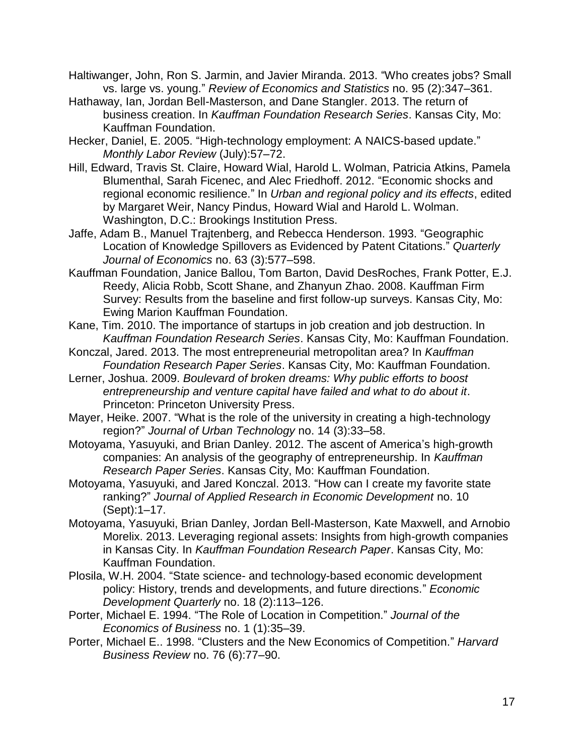Haltiwanger, John, Ron S. Jarmin, and Javier Miranda. 2013. "Who creates jobs? Small vs. large vs. young." *Review of Economics and Statistics* no. 95 (2):347–361.

Hathaway, Ian, Jordan Bell-Masterson, and Dane Stangler. 2013. The return of business creation. In *Kauffman Foundation Research Series*. Kansas City, Mo: Kauffman Foundation.

Hecker, Daniel, E. 2005. "High-technology employment: A NAICS-based update." *Monthly Labor Review* (July):57–72.

Hill, Edward, Travis St. Claire, Howard Wial, Harold L. Wolman, Patricia Atkins, Pamela Blumenthal, Sarah Ficenec, and Alec Friedhoff. 2012. "Economic shocks and regional economic resilience." In *Urban and regional policy and its effects*, edited by Margaret Weir, Nancy Pindus, Howard Wial and Harold L. Wolman. Washington, D.C.: Brookings Institution Press.

Jaffe, Adam B., Manuel Trajtenberg, and Rebecca Henderson. 1993. "Geographic Location of Knowledge Spillovers as Evidenced by Patent Citations." *Quarterly Journal of Economics* no. 63 (3):577–598.

Kauffman Foundation, Janice Ballou, Tom Barton, David DesRoches, Frank Potter, E.J. Reedy, Alicia Robb, Scott Shane, and Zhanyun Zhao. 2008. Kauffman Firm Survey: Results from the baseline and first follow-up surveys. Kansas City, Mo: Ewing Marion Kauffman Foundation.

Kane, Tim. 2010. The importance of startups in job creation and job destruction. In *Kauffman Foundation Research Series*. Kansas City, Mo: Kauffman Foundation.

Konczal, Jared. 2013. The most entrepreneurial metropolitan area? In *Kauffman Foundation Research Paper Series*. Kansas City, Mo: Kauffman Foundation.

Lerner, Joshua. 2009. *Boulevard of broken dreams: Why public efforts to boost entrepreneurship and venture capital have failed and what to do about it*. Princeton: Princeton University Press.

Mayer, Heike. 2007. "What is the role of the university in creating a high-technology region?" *Journal of Urban Technology* no. 14 (3):33–58.

Motoyama, Yasuyuki, and Brian Danley. 2012. The ascent of America's high-growth companies: An analysis of the geography of entrepreneurship. In *Kauffman Research Paper Series*. Kansas City, Mo: Kauffman Foundation.

Motoyama, Yasuyuki, and Jared Konczal. 2013. "How can I create my favorite state ranking?" *Journal of Applied Research in Economic Development* no. 10 (Sept):1–17.

Motoyama, Yasuyuki, Brian Danley, Jordan Bell-Masterson, Kate Maxwell, and Arnobio Morelix. 2013. Leveraging regional assets: Insights from high-growth companies in Kansas City. In *Kauffman Foundation Research Paper*. Kansas City, Mo: Kauffman Foundation.

Plosila, W.H. 2004. "State science- and technology-based economic development policy: History, trends and developments, and future directions." *Economic Development Quarterly* no. 18 (2):113–126.

Porter, Michael E. 1994. "The Role of Location in Competition." *Journal of the Economics of Business* no. 1 (1):35–39.

Porter, Michael E.. 1998. "Clusters and the New Economics of Competition." *Harvard Business Review* no. 76 (6):77–90.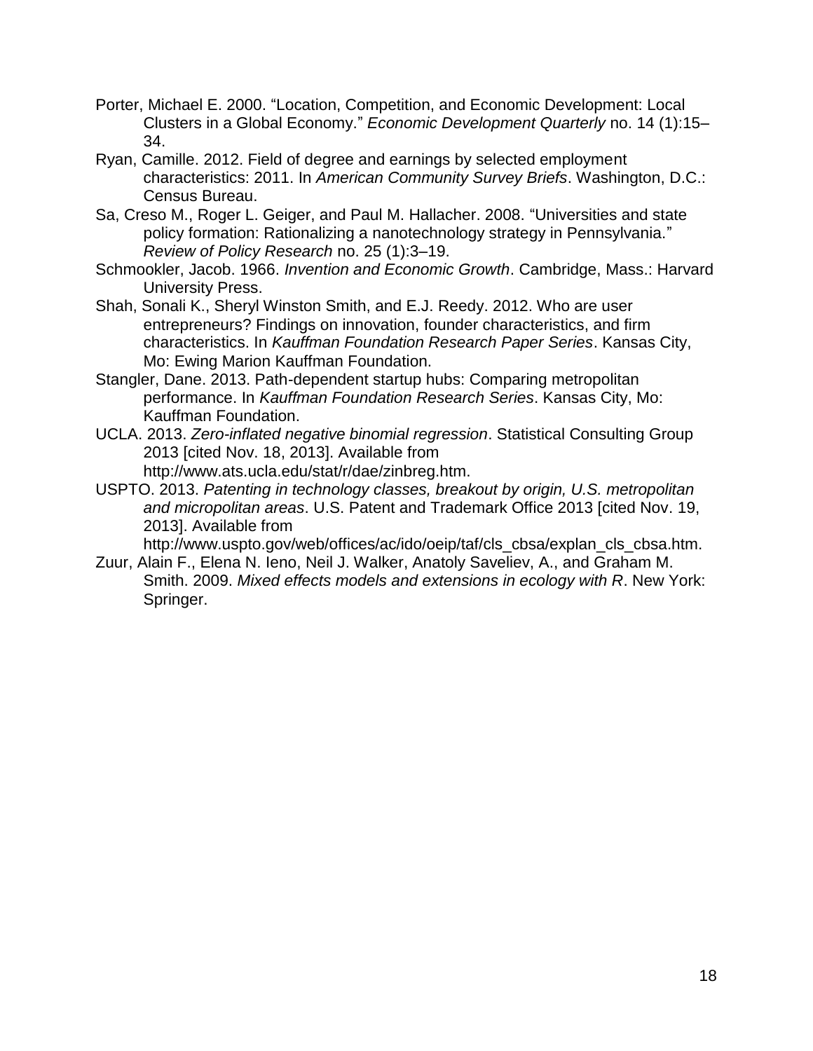Porter, Michael E. 2000. "Location, Competition, and Economic Development: Local Clusters in a Global Economy." *Economic Development Quarterly* no. 14 (1):15–34.

Ryan, Camille. 2012. Field of degree and earnings by selected employment characteristics: 2011. In *American Community Survey Briefs*. Washington, D.C.: Census Bureau.

Sa, Creso M., Roger L. Geiger, and Paul M. Hallacher. 2008. "Universities and state policy formation: Rationalizing a nanotechnology strategy in Pennsylvania." *Review of Policy Research* no. 25 (1):3–19.

Schmookler, Jacob. 1966. *Invention and Economic Growth*. Cambridge, Mass.: Harvard University Press.

Shah, Sonali K., Sheryl Winston Smith, and E.J. Reedy. 2012. Who are user entrepreneurs? Findings on innovation, founder characteristics, and firm characteristics. In *Kauffman Foundation Research Paper Series*. Kansas City, Mo: Ewing Marion Kauffman Foundation.

Stangler, Dane. 2013. Path-dependent startup hubs: Comparing metropolitan performance. In *Kauffman Foundation Research Series*. Kansas City, Mo: Kauffman Foundation.

UCLA. 2013. *Zero-inflated negative binomial regression*. Statistical Consulting Group 2013 [cited Nov. 18, 2013]. Available from http://www.ats.ucla.edu/stat/r/dae/zinbreg.htm.

USPTO. 2013. *Patenting in technology classes, breakout by origin, U.S. metropolitan and micropolitan areas*. U.S. Patent and Trademark Office 2013 [cited Nov. 19, 2013]. Available from http://www.uspto.gov/web/offices/ac/ido/oeip/taf/cls_cbsa/explan_cls_cbsa.htm.

Zuur, Alain F., Elena N. Ieno, Neil J. Walker, Anatoly Saveliev, A., and Graham M. Smith. 2009. *Mixed effects models and extensions in ecology with R*. New York: Springer.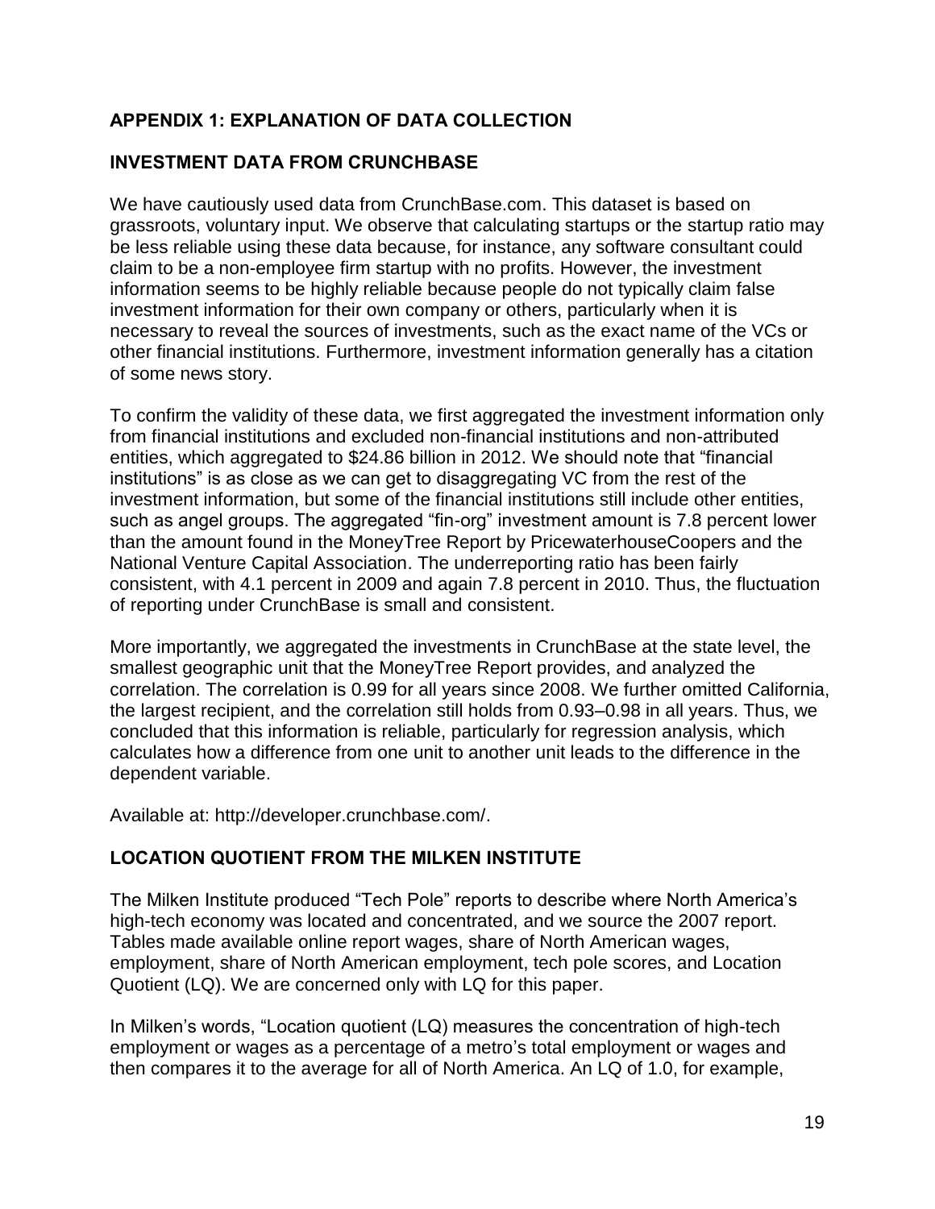## APPENDIX 1: EXPLANATION OF DATA COLLECTION

### INVESTMENT DATA FROM CRUNCHBASE

We have cautiously used data from CrunchBase.com. This dataset is based on grassroots, voluntary input. We observe that calculating startups or the startup ratio may be less reliable using these data because, for instance, any software consultant could claim to be a non-employee firm startup with no profits. However, the investment information seems to be highly reliable because people do not typically claim false investment information for their own company or others, particularly when it is necessary to reveal the sources of investments, such as the exact name of the VCs or other financial institutions. Furthermore, investment information generally has a citation of some news story.

To confirm the validity of these data, we first aggregated the investment information only from financial institutions and excluded non-financial institutions and non-attributed entities, which aggregated to $24.86 billion in 2012. We should note that "financial institutions" is as close as we can get to disaggregating VC from the rest of the investment information, but some of the financial institutions still include other entities, such as angel groups. The aggregated "fin-org" investment amount is 7.8 percent lower than the amount found in the MoneyTree Report by PricewaterhouseCoopers and the National Venture Capital Association. The underreporting ratio has been fairly consistent, with 4.1 percent in 2009 and again 7.8 percent in 2010. Thus, the fluctuation of reporting under CrunchBase is small and consistent.

More importantly, we aggregated the investments in CrunchBase at the state level, the smallest geographic unit that the MoneyTree Report provides, and analyzed the correlation. The correlation is 0.99 for all years since 2008. We further omitted California, the largest recipient, and the correlation still holds from 0.93–0.98 in all years. Thus, we concluded that this information is reliable, particularly for regression analysis, which calculates how a difference from one unit to another unit leads to the difference in the dependent variable.

Available at: http://developer.crunchbase.com/.

### LOCATION QUOTIENT FROM THE MILKEN INSTITUTE

The Milken Institute produced "Tech Pole" reports to describe where North America's high-tech economy was located and concentrated, and we source the 2007 report. Tables made available online report wages, share of North American wages, employment, share of North American employment, tech pole scores, and Location Quotient (LQ). We are concerned only with LQ for this paper.

In Milken's words, "Location quotient (LQ) measures the concentration of high-tech employment or wages as a percentage of a metro's total employment or wages and then compares it to the average for all of North America. An LQ of 1.0, for example,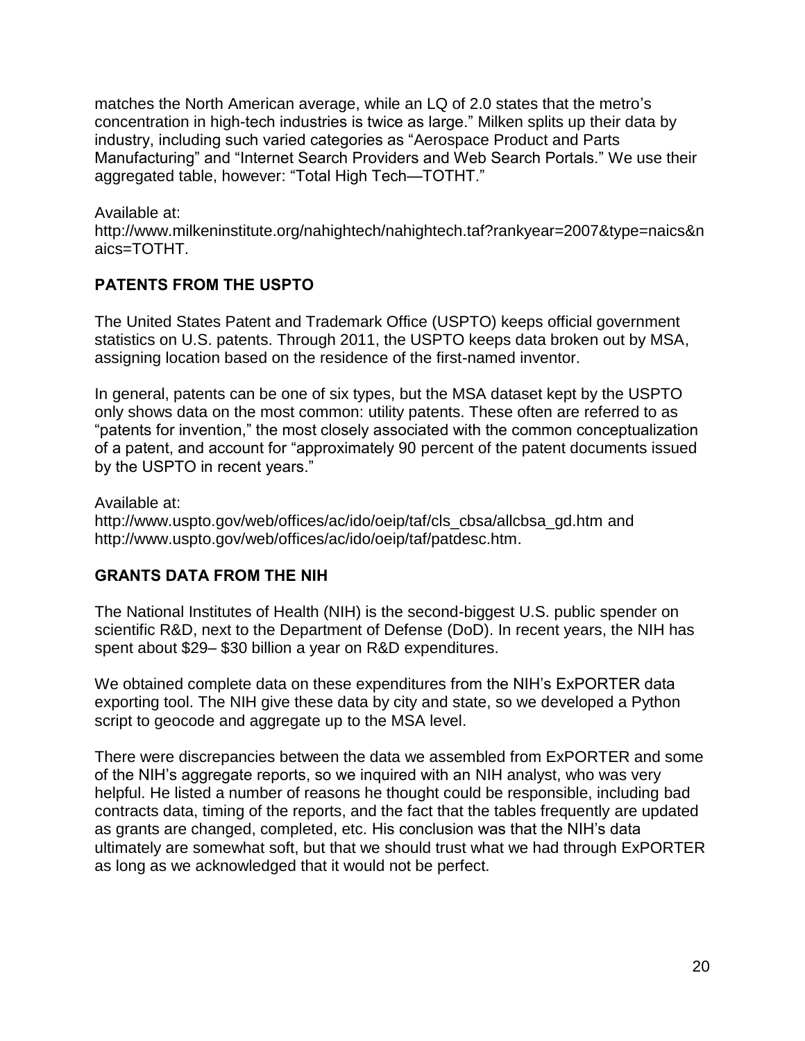matches the North American average, while an LQ of 2.0 states that the metro's concentration in high-tech industries is twice as large." Milken splits up their data by industry, including such varied categories as "Aerospace Product and Parts Manufacturing" and "Internet Search Providers and Web Search Portals." We use their aggregated table, however: "Total High Tech—TOTHT."

Available at:
http://www.milkeninstitute.org/nahightech/nahightech.taf?rankyear=2007&type=naics&naics=TOTHT.

## PATENTS FROM THE USPTO

The United States Patent and Trademark Office (USPTO) keeps official government statistics on U.S. patents. Through 2011, the USPTO keeps data broken out by MSA, assigning location based on the residence of the first-named inventor.

In general, patents can be one of six types, but the MSA dataset kept by the USPTO only shows data on the most common: utility patents. These often are referred to as "patents for invention," the most closely associated with the common conceptualization of a patent, and account for "approximately 90 percent of the patent documents issued by the USPTO in recent years."

Available at:
http://www.uspto.gov/web/offices/ac/ido/oeip/taf/cls_cbsa/allcbsa_gd.htm and http://www.uspto.gov/web/offices/ac/ido/oeip/taf/patdesc.htm.

## GRANTS DATA FROM THE NIH

The National Institutes of Health (NIH) is the second-biggest U.S. public spender on scientific R&D, next to the Department of Defense (DoD). In recent years, the NIH has spent about $29– $30 billion a year on R&D expenditures.

We obtained complete data on these expenditures from the NIH's ExPORTER data exporting tool. The NIH give these data by city and state, so we developed a Python script to geocode and aggregate up to the MSA level.

There were discrepancies between the data we assembled from ExPORTER and some of the NIH's aggregate reports, so we inquired with an NIH analyst, who was very helpful. He listed a number of reasons he thought could be responsible, including bad contracts data, timing of the reports, and the fact that the tables frequently are updated as grants are changed, completed, etc. His conclusion was that the NIH's data ultimately are somewhat soft, but that we should trust what we had through ExPORTER as long as we acknowledged that it would not be perfect.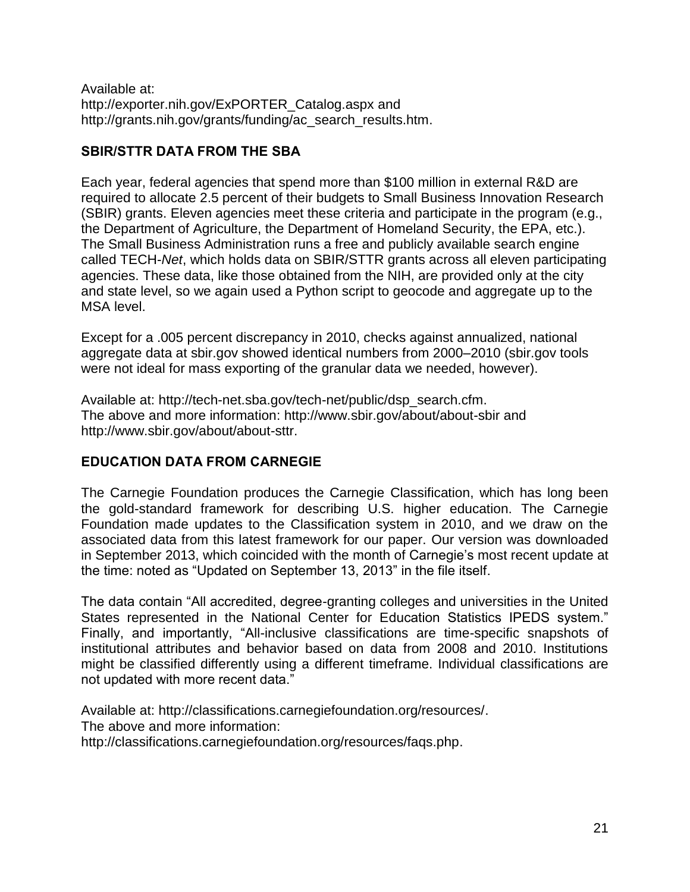Available at:
http://exporter.nih.gov/ExPORTER_Catalog.aspx and
http://grants.nih.gov/grants/funding/ac_search_results.htm.

## SBIR/STTR DATA FROM THE SBA

Each year, federal agencies that spend more than $100 million in external R&D are required to allocate 2.5 percent of their budgets to Small Business Innovation Research (SBIR) grants. Eleven agencies meet these criteria and participate in the program (e.g., the Department of Agriculture, the Department of Homeland Security, the EPA, etc.). The Small Business Administration runs a free and publicly available search engine called TECH-*Net*, which holds data on SBIR/STTR grants across all eleven participating agencies. These data, like those obtained from the NIH, are provided only at the city and state level, so we again used a Python script to geocode and aggregate up to the MSA level.

Except for a .005 percent discrepancy in 2010, checks against annualized, national aggregate data at sbir.gov showed identical numbers from 2000–2010 (sbir.gov tools were not ideal for mass exporting of the granular data we needed, however).

Available at: http://tech-net.sba.gov/tech-net/public/dsp_search.cfm.
The above and more information: http://www.sbir.gov/about/about-sbir and
http://www.sbir.gov/about/about-sttr.

## EDUCATION DATA FROM CARNEGIE

The Carnegie Foundation produces the Carnegie Classification, which has long been the gold-standard framework for describing U.S. higher education. The Carnegie Foundation made updates to the Classification system in 2010, and we draw on the associated data from this latest framework for our paper. Our version was downloaded in September 2013, which coincided with the month of Carnegie's most recent update at the time: noted as "Updated on September 13, 2013" in the file itself.

The data contain "All accredited, degree-granting colleges and universities in the United States represented in the National Center for Education Statistics IPEDS system." Finally, and importantly, "All-inclusive classifications are time-specific snapshots of institutional attributes and behavior based on data from 2008 and 2010. Institutions might be classified differently using a different timeframe. Individual classifications are not updated with more recent data."

Available at: http://classifications.carnegiefoundation.org/resources/.
The above and more information:
http://classifications.carnegiefoundation.org/resources/faqs.php.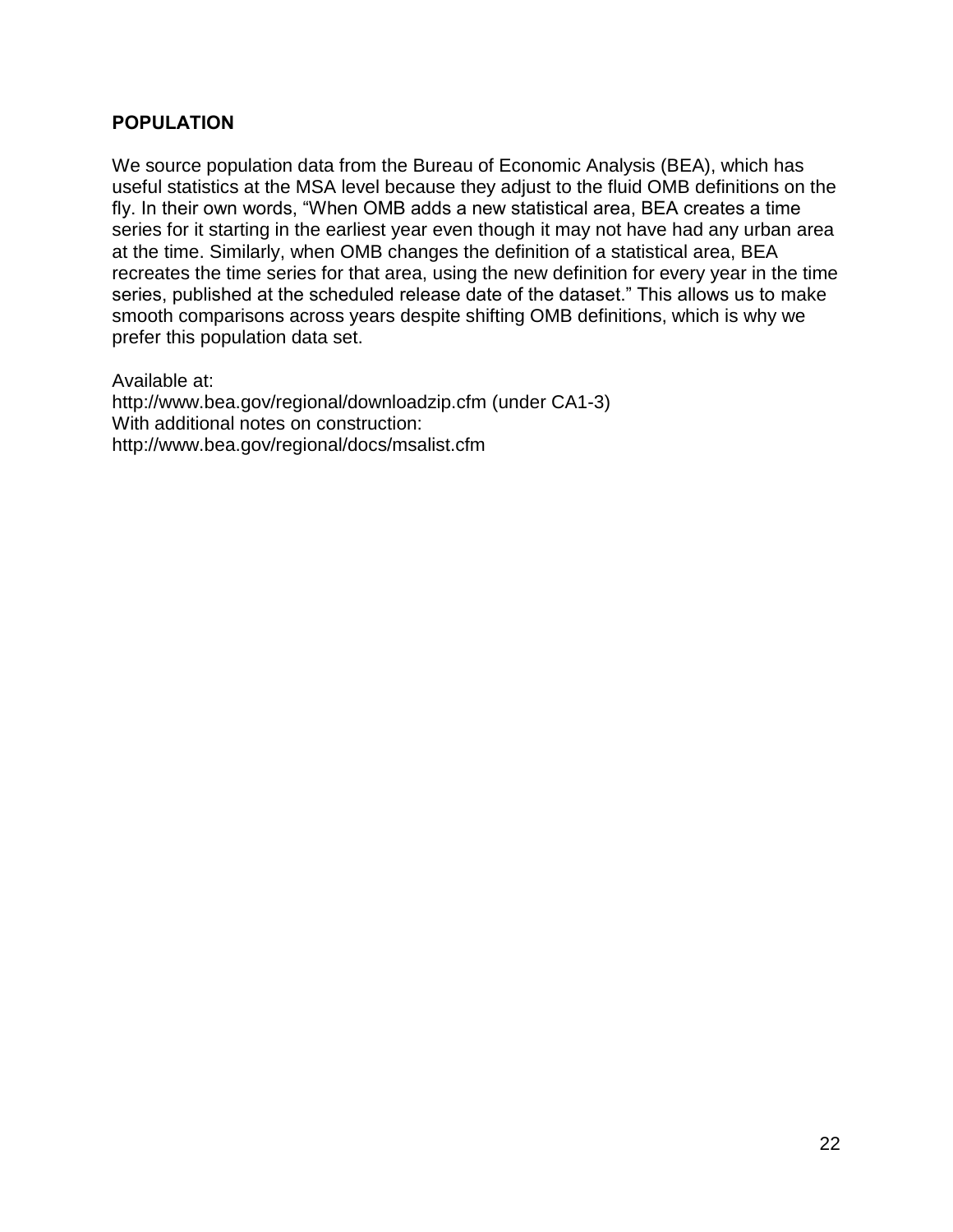## POPULATION

We source population data from the Bureau of Economic Analysis (BEA), which has useful statistics at the MSA level because they adjust to the fluid OMB definitions on the fly. In their own words, “When OMB adds a new statistical area, BEA creates a time series for it starting in the earliest year even though it may not have had any urban area at the time. Similarly, when OMB changes the definition of a statistical area, BEA recreates the time series for that area, using the new definition for every year in the time series, published at the scheduled release date of the dataset.” This allows us to make smooth comparisons across years despite shifting OMB definitions, which is why we prefer this population data set.

Available at:
http://www.bea.gov/regional/downloadzip.cfm (under CA1-3)
With additional notes on construction:
http://www.bea.gov/regional/docs/msalist.cfm